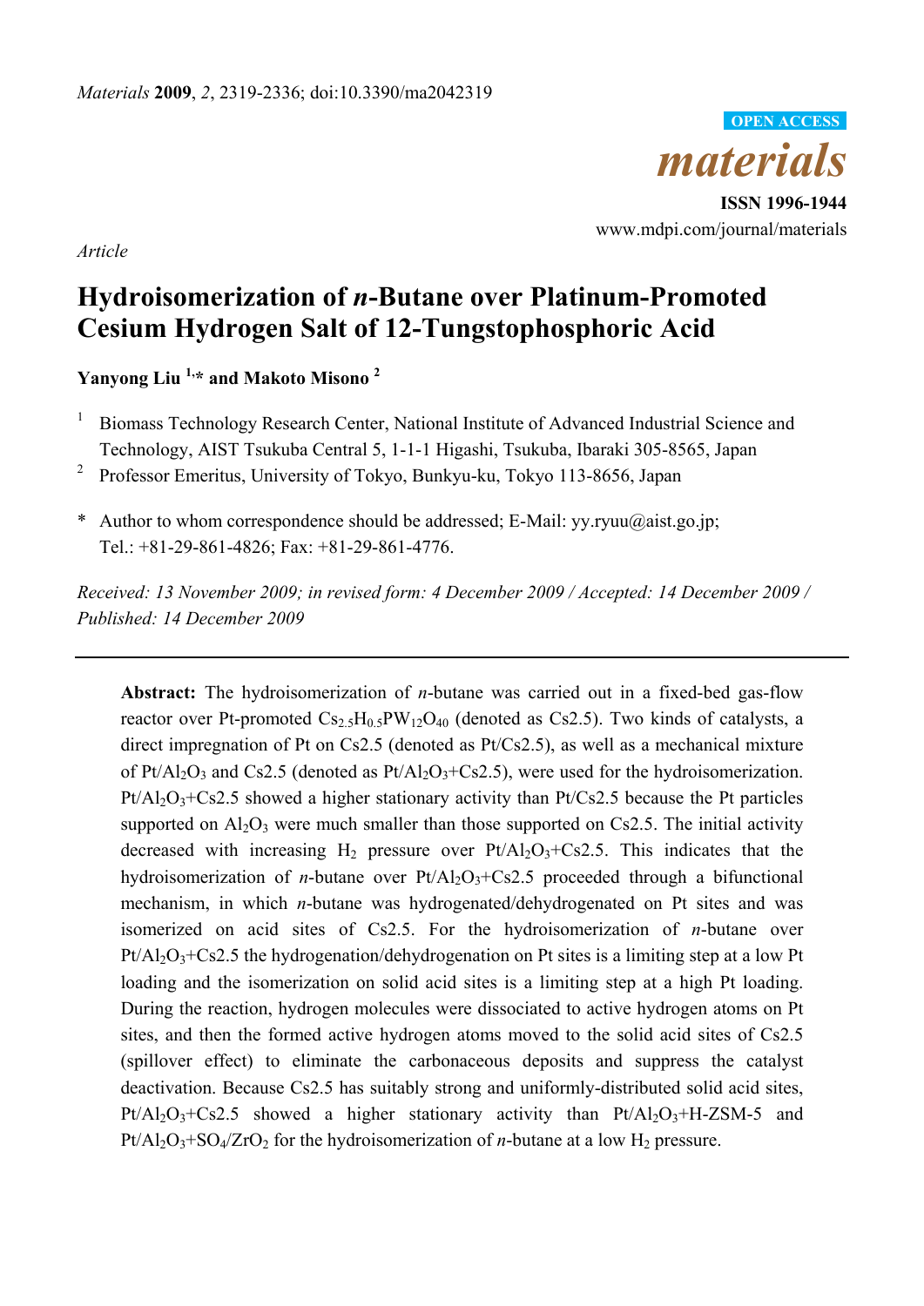*Article*

# Hydroisomerization of *n*-Butane over Platinum-Promoted Cesium Hydrogen Salt of 12-Tungstophosphoric Acid

**Yanyong Liu [1,*] and Makoto Misono [2]**

[1] Biomass Technology Research Center, National Institute of Advanced Industrial Science and Technology, AIST Tsukuba Central 5, 1-1-1 Higashi, Tsukuba, Ibaraki 305-8565, Japan

[2] Professor Emeritus, University of Tokyo, Bunkyu-ku, Tokyo 113-8656, Japan

\* Author to whom correspondence should be addressed; E-Mail: yy.ryuu@aist.go.jp; Tel.: +81-29-861-4826; Fax: +81-29-861-4776.

*Received: 13 November 2009; in revised form: 4 December 2009 / Accepted: 14 December 2009 / Published: 14 December 2009*

---

**Abstract:** The hydroisomerization of *n*-butane was carried out in a fixed-bed gas-flow reactor over Pt-promoted $Cs_{2.5}H_{0.5}PW_{12}O_{40}$ (denoted as Cs2.5). Two kinds of catalysts, a direct impregnation of Pt on Cs2.5 (denoted as Pt/Cs2.5), as well as a mechanical mixture of $Pt/Al_2O_3$ and Cs2.5 (denoted as $Pt/Al_2O_3$+Cs2.5), were used for the hydroisomerization. $Pt/Al_2O_3$+Cs2.5 showed a higher stationary activity than Pt/Cs2.5 because the Pt particles supported on $Al_2O_3$ were much smaller than those supported on Cs2.5. The initial activity decreased with increasing $H_2$ pressure over $Pt/Al_2O_3$+Cs2.5. This indicates that the hydroisomerization of *n*-butane over $Pt/Al_2O_3$+Cs2.5 proceeded through a bifunctional mechanism, in which *n*-butane was hydrogenated/dehydrogenated on Pt sites and was isomerized on acid sites of Cs2.5. For the hydroisomerization of *n*-butane over $Pt/Al_2O_3$+Cs2.5 the hydrogenation/dehydrogenation on Pt sites is a limiting step at a low Pt loading and the isomerization on solid acid sites is a limiting step at a high Pt loading. During the reaction, hydrogen molecules were dissociated to active hydrogen atoms on Pt sites, and then the formed active hydrogen atoms moved to the solid acid sites of Cs2.5 (spillover effect) to eliminate the carbonaceous deposits and suppress the catalyst deactivation. Because Cs2.5 has suitably strong and uniformly-distributed solid acid sites, $Pt/Al_2O_3$+Cs2.5 showed a higher stationary activity than $Pt/Al_2O_3$+H-ZSM-5 and $Pt/Al_2O_3+SO_4/ZrO_2$ for the hydroisomerization of *n*-butane at a low $H_2$ pressure.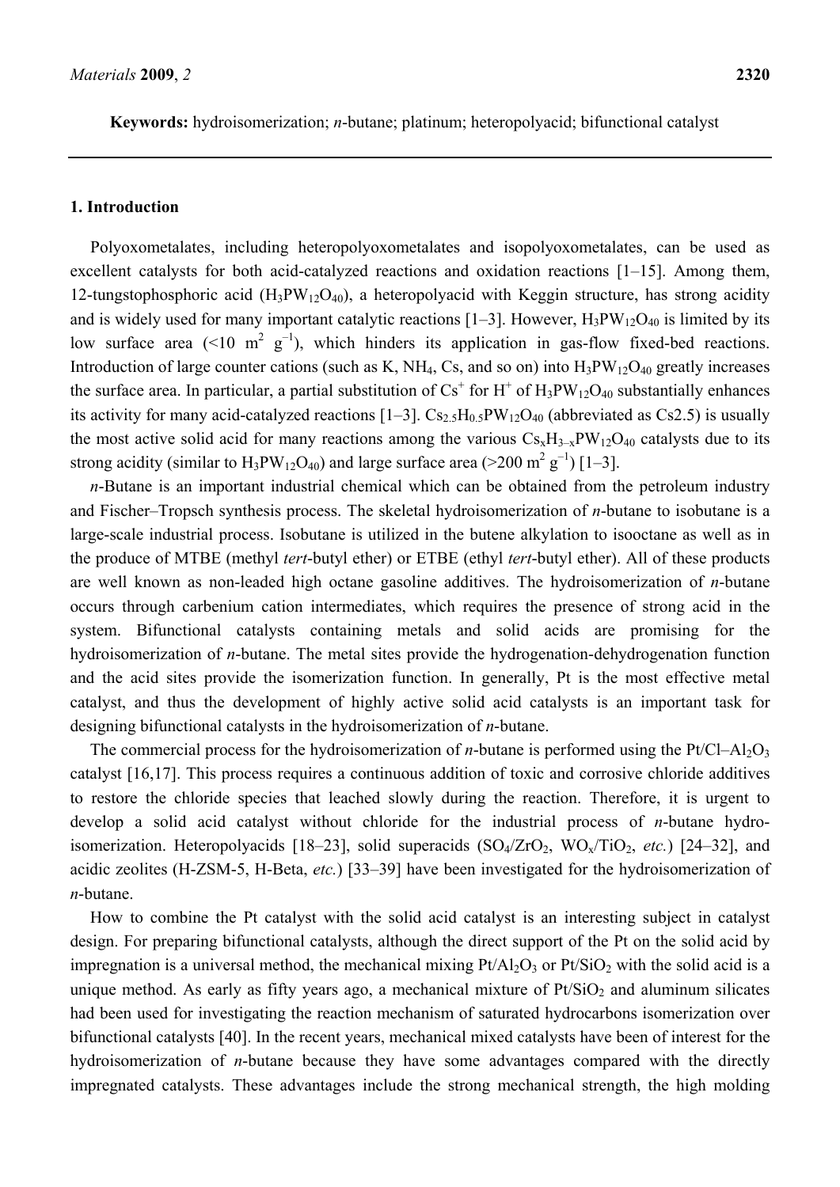**Keywords:** hydroisomerization; *n*-butane; platinum; heteropolyacid; bifunctional catalyst

## 1. Introduction

Polyoxometalates, including heteropolyoxometalates and isopolyoxometalates, can be used as excellent catalysts for both acid-catalyzed reactions and oxidation reactions [1–15]. Among them, 12-tungstophosphoric acid ($H_3PW_{12}O_{40}$), a heteropolyacid with Keggin structure, has strong acidity and is widely used for many important catalytic reactions [1–3]. However, $H_3PW_{12}O_{40}$ is limited by its low surface area (<10 $m^2$ $g^{-1}$), which hinders its application in gas-flow fixed-bed reactions. Introduction of large counter cations (such as K, $NH_4$, Cs, and so on) into $H_3PW_{12}O_{40}$ greatly increases the surface area. In particular, a partial substitution of $Cs^+$ for $H^+$ of $H_3PW_{12}O_{40}$ substantially enhances its activity for many acid-catalyzed reactions [1–3]. $Cs_{2.5}H_{0.5}PW_{12}O_{40}$ (abbreviated as Cs2.5) is usually the most active solid acid for many reactions among the various $Cs_xH_{3-x}PW_{12}O_{40}$ catalysts due to its strong acidity (similar to $H_3PW_{12}O_{40}$) and large surface area (>200 $m^2$ $g^{-1}$) [1–3].

*n*-Butane is an important industrial chemical which can be obtained from the petroleum industry and Fischer–Tropsch synthesis process. The skeletal hydroisomerization of *n*-butane to isobutane is a large-scale industrial process. Isobutane is utilized in the butene alkylation to isooctane as well as in the produce of MTBE (methyl *tert*-butyl ether) or ETBE (ethyl *tert*-butyl ether). All of these products are well known as non-leaded high octane gasoline additives. The hydroisomerization of *n*-butane occurs through carbenium cation intermediates, which requires the presence of strong acid in the system. Bifunctional catalysts containing metals and solid acids are promising for the hydroisomerization of *n*-butane. The metal sites provide the hydrogenation-dehydrogenation function and the acid sites provide the isomerization function. In generally, Pt is the most effective metal catalyst, and thus the development of highly active solid acid catalysts is an important task for designing bifunctional catalysts in the hydroisomerization of *n*-butane.

The commercial process for the hydroisomerization of *n*-butane is performed using the Pt/Cl–$Al_2O_3$ catalyst [16,17]. This process requires a continuous addition of toxic and corrosive chloride additives to restore the chloride species that leached slowly during the reaction. Therefore, it is urgent to develop a solid acid catalyst without chloride for the industrial process of *n*-butane hydroisomerization. Heteropolyacids [18–23], solid superacids ($SO_4/ZrO_2$, $WO_x/TiO_2$, *etc.*) [24–32], and acidic zeolites (H-ZSM-5, H-Beta, *etc.*) [33–39] have been investigated for the hydroisomerization of *n*-butane.

How to combine the Pt catalyst with the solid acid catalyst is an interesting subject in catalyst design. For preparing bifunctional catalysts, although the direct support of the Pt on the solid acid by impregnation is a universal method, the mechanical mixing Pt/$Al_2O_3$ or Pt/$SiO_2$ with the solid acid is a unique method. As early as fifty years ago, a mechanical mixture of Pt/$SiO_2$ and aluminum silicates had been used for investigating the reaction mechanism of saturated hydrocarbons isomerization over bifunctional catalysts [40]. In the recent years, mechanical mixed catalysts have been of interest for the hydroisomerization of *n*-butane because they have some advantages compared with the directly impregnated catalysts. These advantages include the strong mechanical strength, the high molding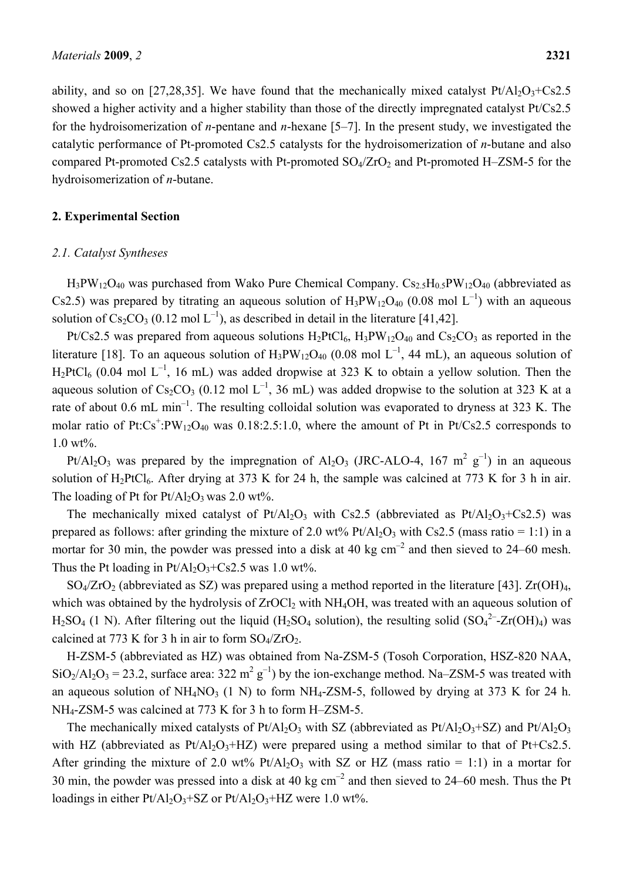ability, and so on [27,28,35]. We have found that the mechanically mixed catalyst $Pt/Al_2O_3$+Cs2.5 showed a higher activity and a higher stability than those of the directly impregnated catalyst Pt/Cs2.5 for the hydroisomerization of *n*-pentane and *n*-hexane [5–7]. In the present study, we investigated the catalytic performance of Pt-promoted Cs2.5 catalysts for the hydroisomerization of *n*-butane and also compared Pt-promoted Cs2.5 catalysts with Pt-promoted $SO_4/ZrO_2$ and Pt-promoted H–ZSM-5 for the hydroisomerization of *n*-butane.

## 2. Experimental Section

### 2.1. Catalyst Syntheses

$H_3PW_{12}O_{40}$ was purchased from Wako Pure Chemical Company. $Cs_{2.5}H_{0.5}PW_{12}O_{40}$ (abbreviated as Cs2.5) was prepared by titrating an aqueous solution of $H_3PW_{12}O_{40}$ (0.08 mol $L^{-1}$) with an aqueous solution of $Cs_2CO_3$ (0.12 mol $L^{-1}$), as described in detail in the literature [41,42].

Pt/Cs2.5 was prepared from aqueous solutions $H_2PtCl_6$, $H_3PW_{12}O_{40}$ and $Cs_2CO_3$ as reported in the literature [18]. To an aqueous solution of $H_3PW_{12}O_{40}$ (0.08 mol $L^{-1}$, 44 mL), an aqueous solution of $H_2PtCl_6$ (0.04 mol $L^{-1}$, 16 mL) was added dropwise at 323 K to obtain a yellow solution. Then the aqueous solution of $Cs_2CO_3$ (0.12 mol $L^{-1}$, 36 mL) was added dropwise to the solution at 323 K at a rate of about 0.6 mL $min^{-1}$. The resulting colloidal solution was evaporated to dryness at 323 K. The molar ratio of Pt:$Cs^+$:$PW_{12}O_{40}$ was 0.18:2.5:1.0, where the amount of Pt in Pt/Cs2.5 corresponds to 1.0 wt%.

$Pt/Al_2O_3$ was prepared by the impregnation of $Al_2O_3$ (JRC-ALO-4, 167 $m^2$ $g^{-1}$) in an aqueous solution of $H_2PtCl_6$. After drying at 373 K for 24 h, the sample was calcined at 773 K for 3 h in air. The loading of Pt for $Pt/Al_2O_3$ was 2.0 wt%.

The mechanically mixed catalyst of $Pt/Al_2O_3$ with Cs2.5 (abbreviated as $Pt/Al_2O_3$+Cs2.5) was prepared as follows: after grinding the mixture of 2.0 wt% $Pt/Al_2O_3$ with Cs2.5 (mass ratio = 1:1) in a mortar for 30 min, the powder was pressed into a disk at 40 kg $cm^{-2}$ and then sieved to 24–60 mesh. Thus the Pt loading in $Pt/Al_2O_3$+Cs2.5 was 1.0 wt%.

$SO_4/ZrO_2$ (abbreviated as SZ) was prepared using a method reported in the literature [43]. $Zr(OH)_4$, which was obtained by the hydrolysis of $ZrOCl_2$ with $NH_4OH$, was treated with an aqueous solution of $H_2SO_4$ (1 N). After filtering out the liquid ($H_2SO_4$ solution), the resulting solid ($SO_4^{2-}$-$Zr(OH)_4$) was calcined at 773 K for 3 h in air to form $SO_4/ZrO_2$.

H-ZSM-5 (abbreviated as HZ) was obtained from Na-ZSM-5 (Tosoh Corporation, HSZ-820 NAA, $SiO_2/Al_2O_3$ = 23.2, surface area: 322 $m^2$ $g^{-1}$) by the ion-exchange method. Na–ZSM-5 was treated with an aqueous solution of $NH_4NO_3$ (1 N) to form $NH_4$-ZSM-5, followed by drying at 373 K for 24 h. $NH_4$-ZSM-5 was calcined at 773 K for 3 h to form H–ZSM-5.

The mechanically mixed catalysts of $Pt/Al_2O_3$ with SZ (abbreviated as $Pt/Al_2O_3$+SZ) and $Pt/Al_2O_3$ with HZ (abbreviated as $Pt/Al_2O_3$+HZ) were prepared using a method similar to that of Pt+Cs2.5. After grinding the mixture of 2.0 wt% $Pt/Al_2O_3$ with SZ or HZ (mass ratio = 1:1) in a mortar for 30 min, the powder was pressed into a disk at 40 kg $cm^{-2}$ and then sieved to 24–60 mesh. Thus the Pt loadings in either $Pt/Al_2O_3$+SZ or $Pt/Al_2O_3$+HZ were 1.0 wt%.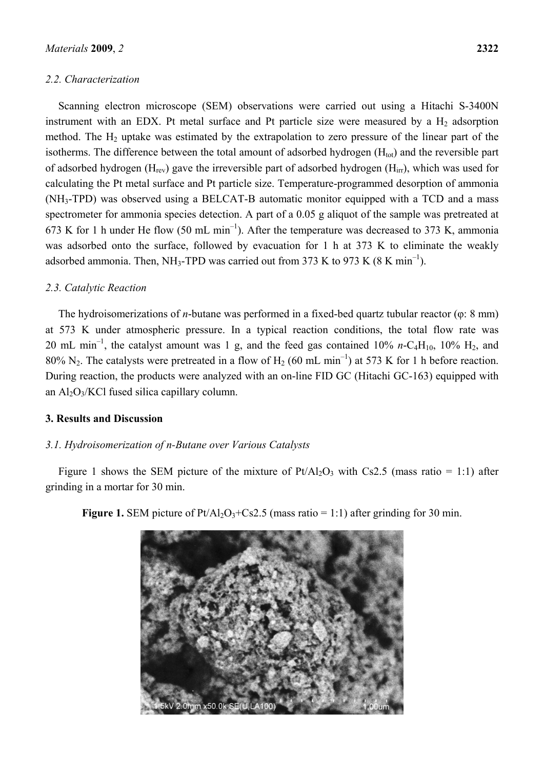### 2.2. Characterization

Scanning electron microscope (SEM) observations were carried out using a Hitachi S-3400N instrument with an EDX. Pt metal surface and Pt particle size were measured by a $H_2$ adsorption method. The $H_2$ uptake was estimated by the extrapolation to zero pressure of the linear part of the isotherms. The difference between the total amount of adsorbed hydrogen ($H_{tot}$) and the reversible part of adsorbed hydrogen ($H_{rev}$) gave the irreversible part of adsorbed hydrogen ($H_{irr}$), which was used for calculating the Pt metal surface and Pt particle size. Temperature-programmed desorption of ammonia ($NH_3$-TPD) was observed using a BELCAT-B automatic monitor equipped with a TCD and a mass spectrometer for ammonia species detection. A part of a 0.05 g aliquot of the sample was pretreated at 673 K for 1 h under He flow (50 mL $min^{-1}$). After the temperature was decreased to 373 K, ammonia was adsorbed onto the surface, followed by evacuation for 1 h at 373 K to eliminate the weakly adsorbed ammonia. Then, $NH_3$-TPD was carried out from 373 K to 973 K (8 K $min^{-1}$).

### 2.3. Catalytic Reaction

The hydroisomerizations of *n*-butane was performed in a fixed-bed quartz tubular reactor (φ: 8 mm) at 573 K under atmospheric pressure. In a typical reaction conditions, the total flow rate was 20 mL $min^{-1}$, the catalyst amount was 1 g, and the feed gas contained 10% *n*-$C_4H_{10}$, 10% $H_2$, and 80% $N_2$. The catalysts were pretreated in a flow of $H_2$ (60 mL $min^{-1}$) at 573 K for 1 h before reaction. During reaction, the products were analyzed with an on-line FID GC (Hitachi GC-163) equipped with an $Al_2O_3$/KCl fused silica capillary column.

## 3. Results and Discussion

### 3.1. Hydroisomerization of n-Butane over Various Catalysts

Figure 1 shows the SEM picture of the mixture of Pt/$Al_2O_3$ with Cs2.5 (mass ratio = 1:1) after grinding in a mortar for 30 min.

**Figure 1.** SEM picture of Pt/$Al_2O_3$+Cs2.5 (mass ratio = 1:1) after grinding for 30 min.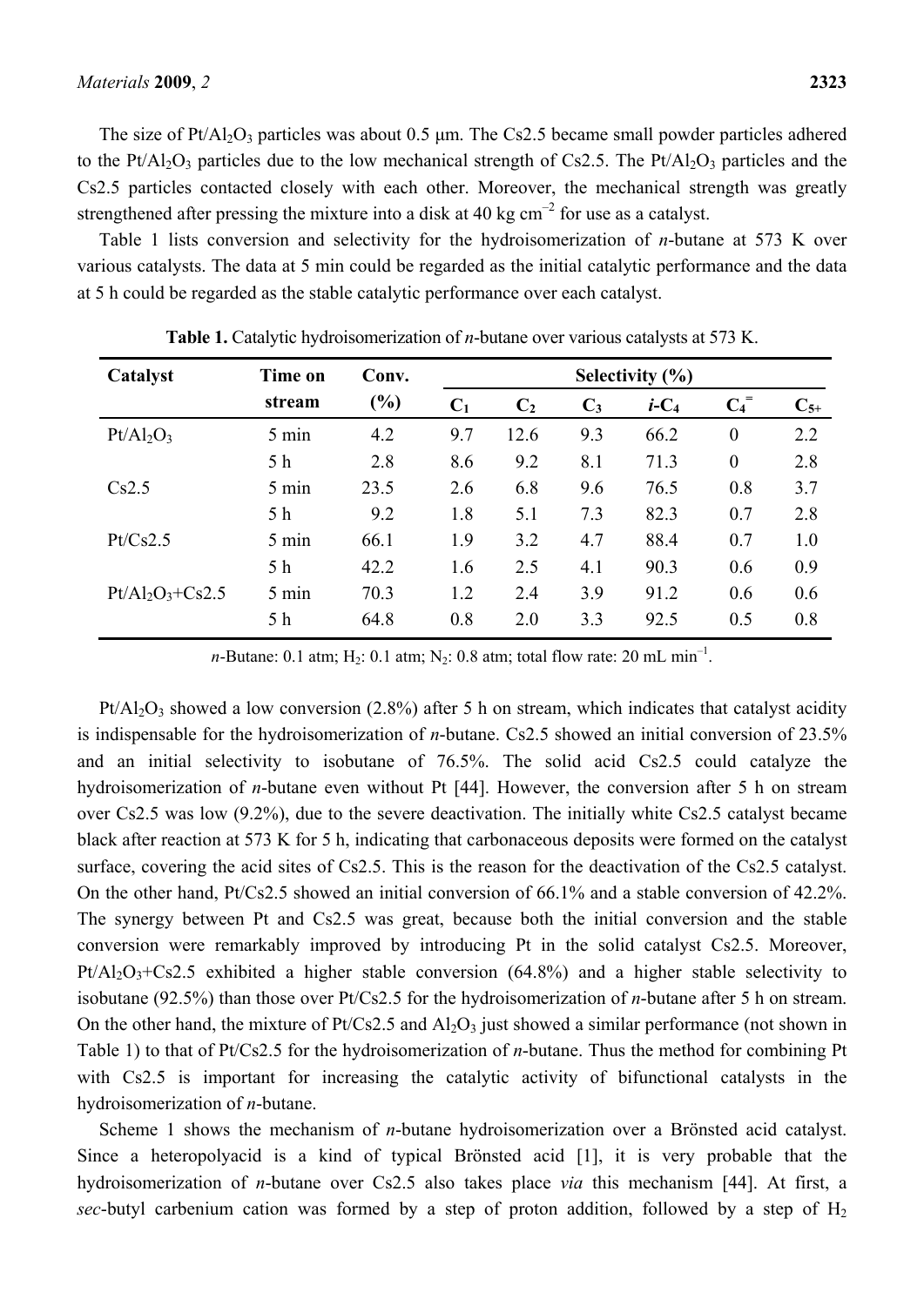The size of $Pt/Al_2O_3$ particles was about 0.5 µm. The Cs2.5 became small powder particles adhered to the $Pt/Al_2O_3$ particles due to the low mechanical strength of Cs2.5. The $Pt/Al_2O_3$ particles and the Cs2.5 particles contacted closely with each other. Moreover, the mechanical strength was greatly strengthened after pressing the mixture into a disk at 40 kg $cm^{-2}$ for use as a catalyst.

Table 1 lists conversion and selectivity for the hydroisomerization of *n*-butane at 573 K over various catalysts. The data at 5 min could be regarded as the initial catalytic performance and the data at 5 h could be regarded as the stable catalytic performance over each catalyst.

**Table 1.** Catalytic hydroisomerization of *n*-butane over various catalysts at 573 K.

| Catalyst | Time on stream | Conv. (%) | Selectivity (%) | | | | | |
|---|---|---|---|---|---|---|---|---|
| | | | $C_1$ | $C_2$ | $C_3$ | $i$-$C_4$ | $C_4^{=}$ | $C_{5+}$ |
| $Pt/Al_2O_3$ | 5 min | 4.2 | 9.7 | 12.6 | 9.3 | 66.2 | 0 | 2.2 |
| | 5 h | 2.8 | 8.6 | 9.2 | 8.1 | 71.3 | 0 | 2.8 |
| Cs2.5 | 5 min | 23.5 | 2.6 | 6.8 | 9.6 | 76.5 | 0.8 | 3.7 |
| | 5 h | 9.2 | 1.8 | 5.1 | 7.3 | 82.3 | 0.7 | 2.8 |
| Pt/Cs2.5 | 5 min | 66.1 | 1.9 | 3.2 | 4.7 | 88.4 | 0.7 | 1.0 |
| | 5 h | 42.2 | 1.6 | 2.5 | 4.1 | 90.3 | 0.6 | 0.9 |
| $Pt/Al_2O_3$+Cs2.5 | 5 min | 70.3 | 1.2 | 2.4 | 3.9 | 91.2 | 0.6 | 0.6 |
| | 5 h | 64.8 | 0.8 | 2.0 | 3.3 | 92.5 | 0.5 | 0.8 |

*n*-Butane: 0.1 atm; $H_2$: 0.1 atm; $N_2$: 0.8 atm; total flow rate: 20 mL $min^{-1}$.

$Pt/Al_2O_3$ showed a low conversion (2.8%) after 5 h on stream, which indicates that catalyst acidity is indispensable for the hydroisomerization of *n*-butane. Cs2.5 showed an initial conversion of 23.5% and an initial selectivity to isobutane of 76.5%. The solid acid Cs2.5 could catalyze the hydroisomerization of *n*-butane even without Pt [44]. However, the conversion after 5 h on stream over Cs2.5 was low (9.2%), due to the severe deactivation. The initially white Cs2.5 catalyst became black after reaction at 573 K for 5 h, indicating that carbonaceous deposits were formed on the catalyst surface, covering the acid sites of Cs2.5. This is the reason for the deactivation of the Cs2.5 catalyst. On the other hand, Pt/Cs2.5 showed an initial conversion of 66.1% and a stable conversion of 42.2%. The synergy between Pt and Cs2.5 was great, because both the initial conversion and the stable conversion were remarkably improved by introducing Pt in the solid catalyst Cs2.5. Moreover, $Pt/Al_2O_3$+Cs2.5 exhibited a higher stable conversion (64.8%) and a higher stable selectivity to isobutane (92.5%) than those over Pt/Cs2.5 for the hydroisomerization of *n*-butane after 5 h on stream. On the other hand, the mixture of Pt/Cs2.5 and $Al_2O_3$ just showed a similar performance (not shown in Table 1) to that of Pt/Cs2.5 for the hydroisomerization of *n*-butane. Thus the method for combining Pt with Cs2.5 is important for increasing the catalytic activity of bifunctional catalysts in the hydroisomerization of *n*-butane.

Scheme 1 shows the mechanism of *n*-butane hydroisomerization over a Brönsted acid catalyst. Since a heteropolyacid is a kind of typical Brönsted acid [1], it is very probable that the hydroisomerization of *n*-butane over Cs2.5 also takes place *via* this mechanism [44]. At first, a *sec*-butyl carbenium cation was formed by a step of proton addition, followed by a step of $H_2$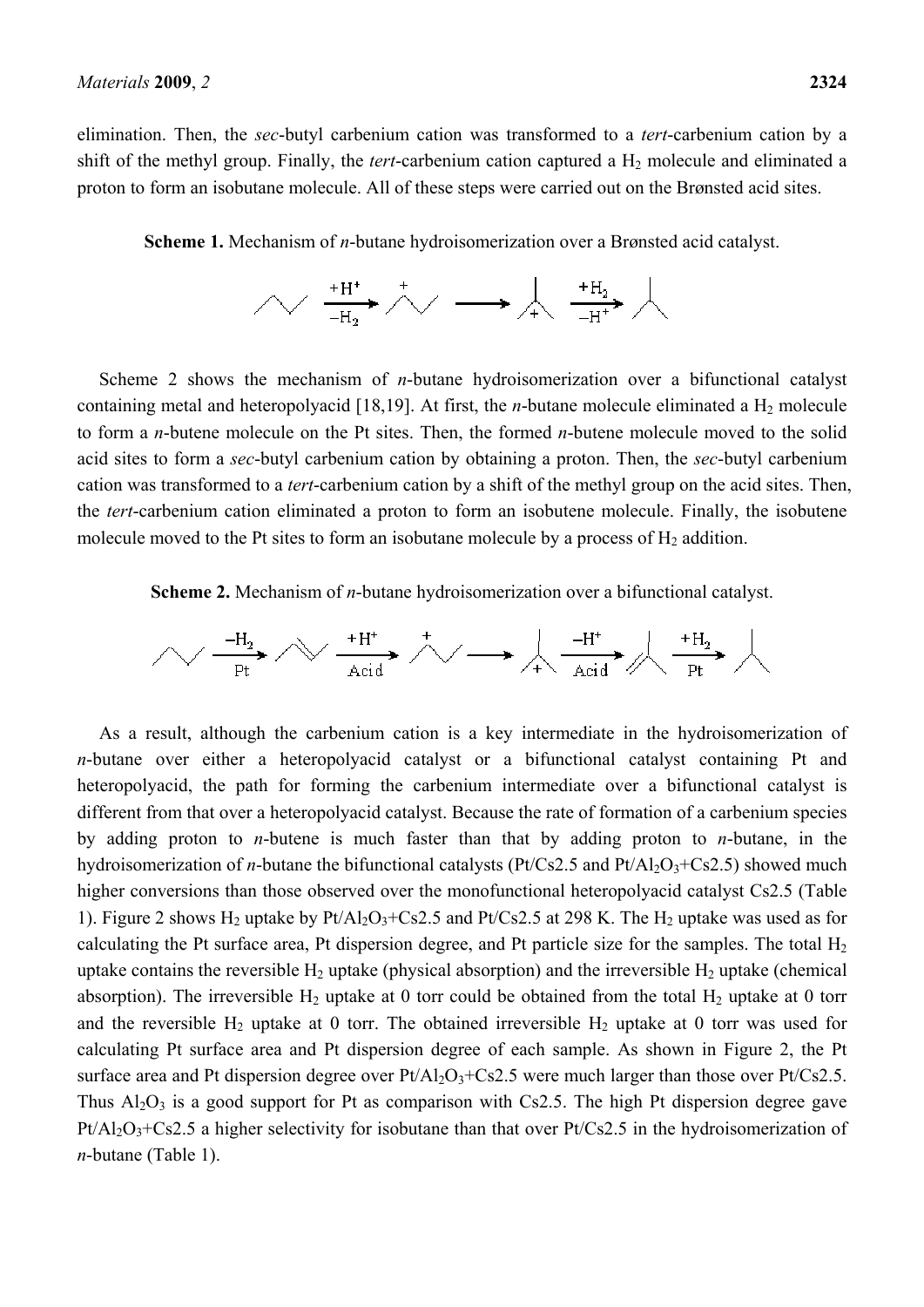elimination. Then, the *sec*-butyl carbenium cation was transformed to a *tert*-carbenium cation by a shift of the methyl group. Finally, the *tert*-carbenium cation captured a $H_2$ molecule and eliminated a proton to form an isobutane molecule. All of these steps were carried out on the Brønsted acid sites.

**Scheme 1.** Mechanism of *n*-butane hydroisomerization over a Brønsted acid catalyst.

$$\xrightarrow[-H_2]{+H^+} \quad \longrightarrow \quad \xrightarrow[-H^+]{+H_2}$$

Scheme 2 shows the mechanism of *n*-butane hydroisomerization over a bifunctional catalyst containing metal and heteropolyacid [18,19]. At first, the *n*-butane molecule eliminated a $H_2$ molecule to form a *n*-butene molecule on the Pt sites. Then, the formed *n*-butene molecule moved to the solid acid sites to form a *sec*-butyl carbenium cation by obtaining a proton. Then, the *sec*-butyl carbenium cation was transformed to a *tert*-carbenium cation by a shift of the methyl group on the acid sites. Then, the *tert*-carbenium cation eliminated a proton to form an isobutene molecule. Finally, the isobutene molecule moved to the Pt sites to form an isobutane molecule by a process of $H_2$ addition.

**Scheme 2.** Mechanism of *n*-butane hydroisomerization over a bifunctional catalyst.

$$\xrightarrow[Pt]{-H_2} \quad \xrightarrow[Acid]{+H^+} \quad \longrightarrow \quad \xrightarrow[Acid]{-H^+} \quad \xrightarrow[Pt]{+H_2}$$

As a result, although the carbenium cation is a key intermediate in the hydroisomerization of *n*-butane over either a heteropolyacid catalyst or a bifunctional catalyst containing Pt and heteropolyacid, the path for forming the carbenium intermediate over a bifunctional catalyst is different from that over a heteropolyacid catalyst. Because the rate of formation of a carbenium species by adding proton to *n*-butene is much faster than that by adding proton to *n*-butane, in the hydroisomerization of *n*-butane the bifunctional catalysts (Pt/Cs2.5 and Pt/$Al_2O_3$+Cs2.5) showed much higher conversions than those observed over the monofunctional heteropolyacid catalyst Cs2.5 (Table 1). Figure 2 shows $H_2$ uptake by Pt/$Al_2O_3$+Cs2.5 and Pt/Cs2.5 at 298 K. The $H_2$ uptake was used as for calculating the Pt surface area, Pt dispersion degree, and Pt particle size for the samples. The total $H_2$ uptake contains the reversible $H_2$ uptake (physical absorption) and the irreversible $H_2$ uptake (chemical absorption). The irreversible $H_2$ uptake at 0 torr could be obtained from the total $H_2$ uptake at 0 torr and the reversible $H_2$ uptake at 0 torr. The obtained irreversible $H_2$ uptake at 0 torr was used for calculating Pt surface area and Pt dispersion degree of each sample. As shown in Figure 2, the Pt surface area and Pt dispersion degree over Pt/$Al_2O_3$+Cs2.5 were much larger than those over Pt/Cs2.5. Thus $Al_2O_3$ is a good support for Pt as comparison with Cs2.5. The high Pt dispersion degree gave Pt/$Al_2O_3$+Cs2.5 a higher selectivity for isobutane than that over Pt/Cs2.5 in the hydroisomerization of *n*-butane (Table 1).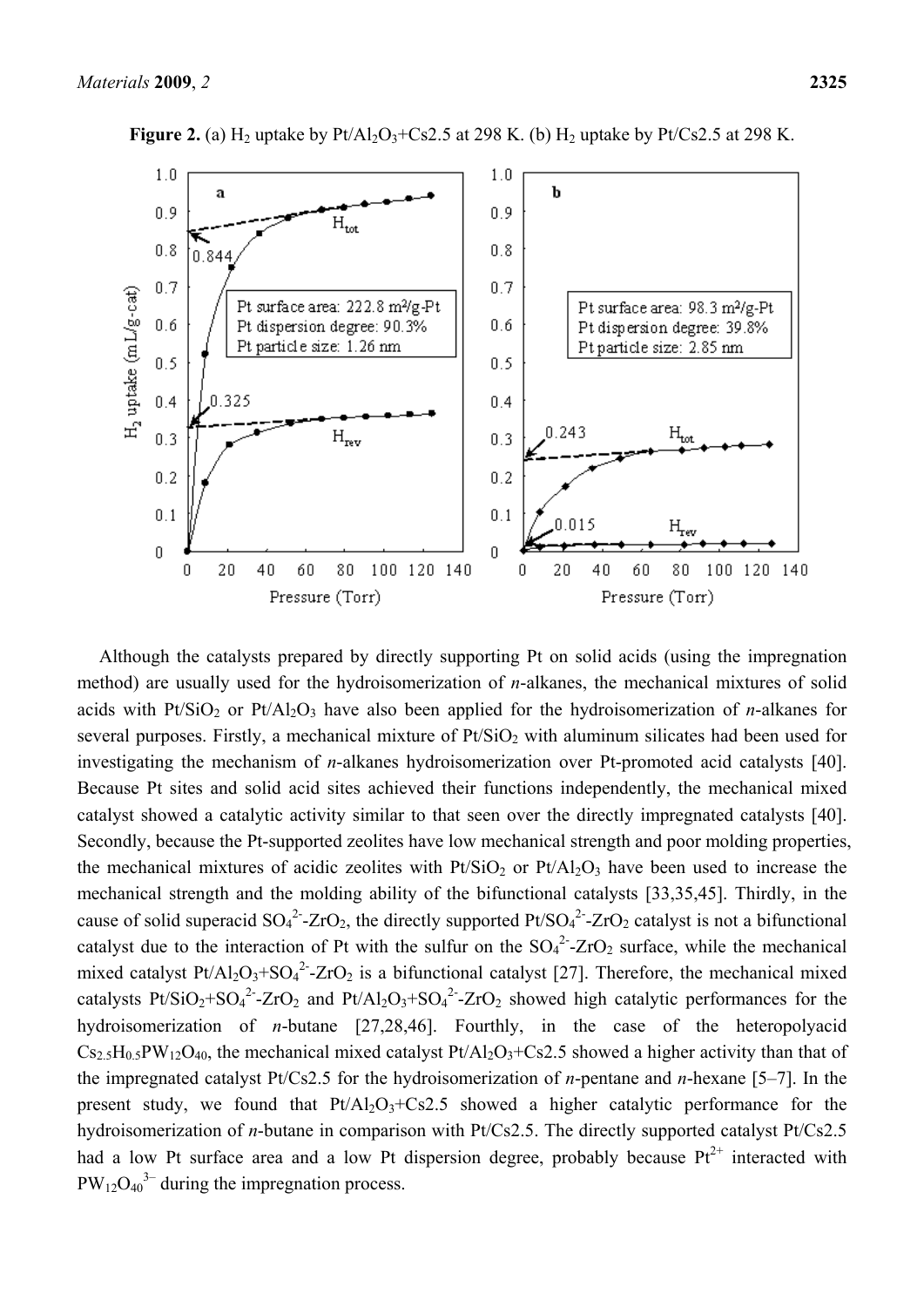**Figure 2.** (a) $H_2$ uptake by $Pt/Al_2O_3$+Cs2.5 at 298 K. (b) $H_2$ uptake by Pt/Cs2.5 at 298 K.

Although the catalysts prepared by directly supporting Pt on solid acids (using the impregnation method) are usually used for the hydroisomerization of *n*-alkanes, the mechanical mixtures of solid acids with $Pt/SiO_2$ or $Pt/Al_2O_3$ have also been applied for the hydroisomerization of *n*-alkanes for several purposes. Firstly, a mechanical mixture of $Pt/SiO_2$ with aluminum silicates had been used for investigating the mechanism of *n*-alkanes hydroisomerization over Pt-promoted acid catalysts [40]. Because Pt sites and solid acid sites achieved their functions independently, the mechanical mixed catalyst showed a catalytic activity similar to that seen over the directly impregnated catalysts [40]. Secondly, because the Pt-supported zeolites have low mechanical strength and poor molding properties, the mechanical mixtures of acidic zeolites with $Pt/SiO_2$ or $Pt/Al_2O_3$ have been used to increase the mechanical strength and the molding ability of the bifunctional catalysts [33,35,45]. Thirdly, in the cause of solid superacid $SO_4^{2-}$-$ZrO_2$, the directly supported $Pt/SO_4^{2-}$-$ZrO_2$ catalyst is not a bifunctional catalyst due to the interaction of Pt with the sulfur on the $SO_4^{2-}$-$ZrO_2$ surface, while the mechanical mixed catalyst $Pt/Al_2O_3$+$SO_4^{2-}$-$ZrO_2$ is a bifunctional catalyst [27]. Therefore, the mechanical mixed catalysts $Pt/SiO_2$+$SO_4^{2-}$-$ZrO_2$ and $Pt/Al_2O_3$+$SO_4^{2-}$-$ZrO_2$ showed high catalytic performances for the hydroisomerization of *n*-butane [27,28,46]. Fourthly, in the case of the heteropolyacid $Cs_{2.5}H_{0.5}PW_{12}O_{40}$, the mechanical mixed catalyst $Pt/Al_2O_3$+Cs2.5 showed a higher activity than that of the impregnated catalyst Pt/Cs2.5 for the hydroisomerization of *n*-pentane and *n*-hexane [5–7]. In the present study, we found that $Pt/Al_2O_3$+Cs2.5 showed a higher catalytic performance for the hydroisomerization of *n*-butane in comparison with Pt/Cs2.5. The directly supported catalyst Pt/Cs2.5 had a low Pt surface area and a low Pt dispersion degree, probably because $Pt^{2+}$ interacted with $PW_{12}O_{40}^{3-}$ during the impregnation process.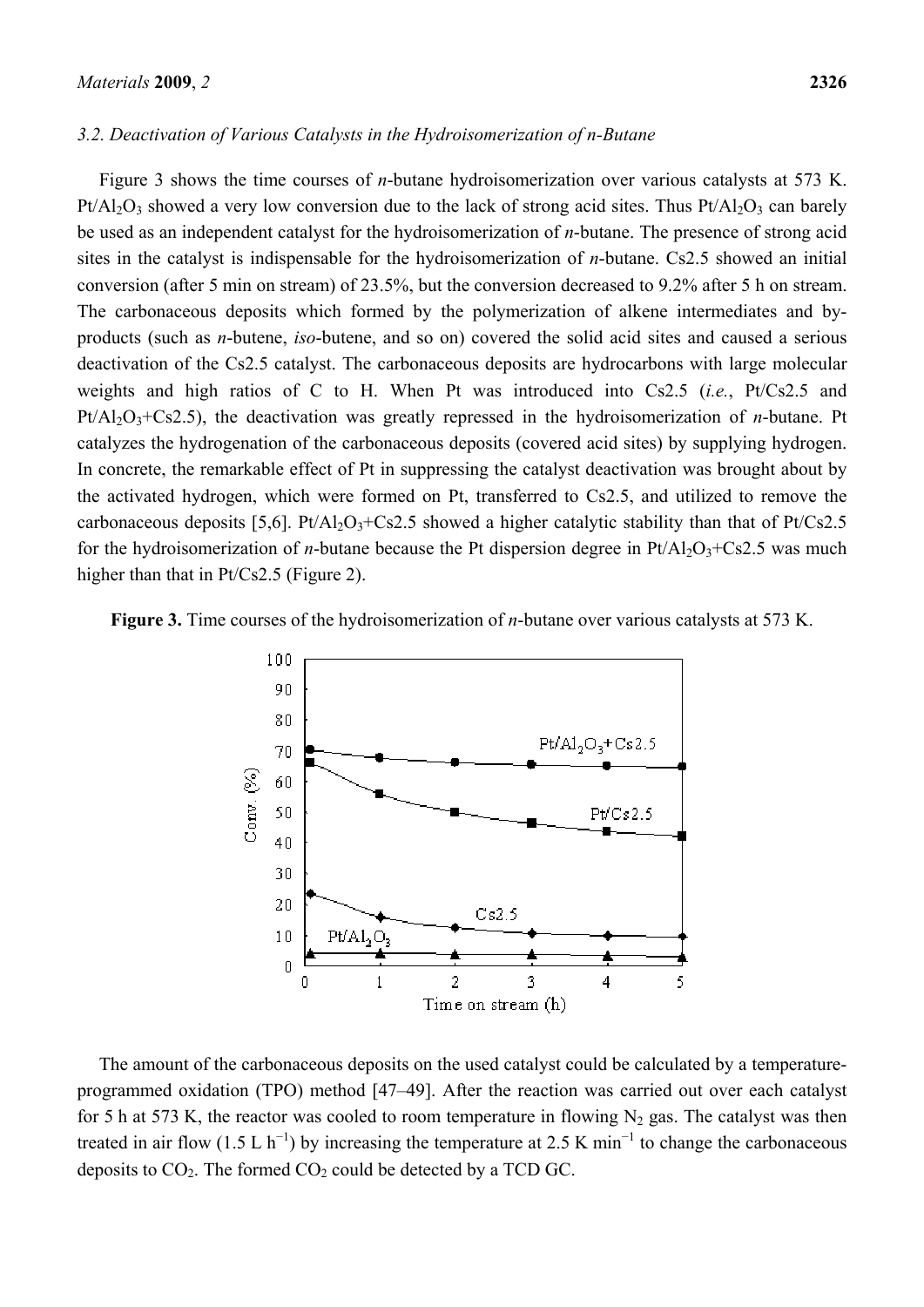### 3.2. Deactivation of Various Catalysts in the Hydroisomerization of *n*-Butane

Figure 3 shows the time courses of *n*-butane hydroisomerization over various catalysts at 573 K. $Pt/Al_2O_3$ showed a very low conversion due to the lack of strong acid sites. Thus $Pt/Al_2O_3$ can barely be used as an independent catalyst for the hydroisomerization of *n*-butane. The presence of strong acid sites in the catalyst is indispensable for the hydroisomerization of *n*-butane. Cs2.5 showed an initial conversion (after 5 min on stream) of 23.5%, but the conversion decreased to 9.2% after 5 h on stream. The carbonaceous deposits which formed by the polymerization of alkene intermediates and by-products (such as *n*-butene, *iso*-butene, and so on) covered the solid acid sites and caused a serious deactivation of the Cs2.5 catalyst. The carbonaceous deposits are hydrocarbons with large molecular weights and high ratios of C to H. When Pt was introduced into Cs2.5 (*i.e.*, Pt/Cs2.5 and $Pt/Al_2O_3$+Cs2.5), the deactivation was greatly repressed in the hydroisomerization of *n*-butane. Pt catalyzes the hydrogenation of the carbonaceous deposits (covered acid sites) by supplying hydrogen. In concrete, the remarkable effect of Pt in suppressing the catalyst deactivation was brought about by the activated hydrogen, which were formed on Pt, transferred to Cs2.5, and utilized to remove the carbonaceous deposits [5,6]. $Pt/Al_2O_3$+Cs2.5 showed a higher catalytic stability than that of Pt/Cs2.5 for the hydroisomerization of *n*-butane because the Pt dispersion degree in $Pt/Al_2O_3$+Cs2.5 was much higher than that in Pt/Cs2.5 (Figure 2).

**Figure 3.** Time courses of the hydroisomerization of *n*-butane over various catalysts at 573 K.

The amount of the carbonaceous deposits on the used catalyst could be calculated by a temperature-programmed oxidation (TPO) method [47–49]. After the reaction was carried out over each catalyst for 5 h at 573 K, the reactor was cooled to room temperature in flowing $N_2$ gas. The catalyst was then treated in air flow (1.5 L $h^{-1}$) by increasing the temperature at 2.5 K $min^{-1}$ to change the carbonaceous deposits to $CO_2$. The formed $CO_2$ could be detected by a TCD GC.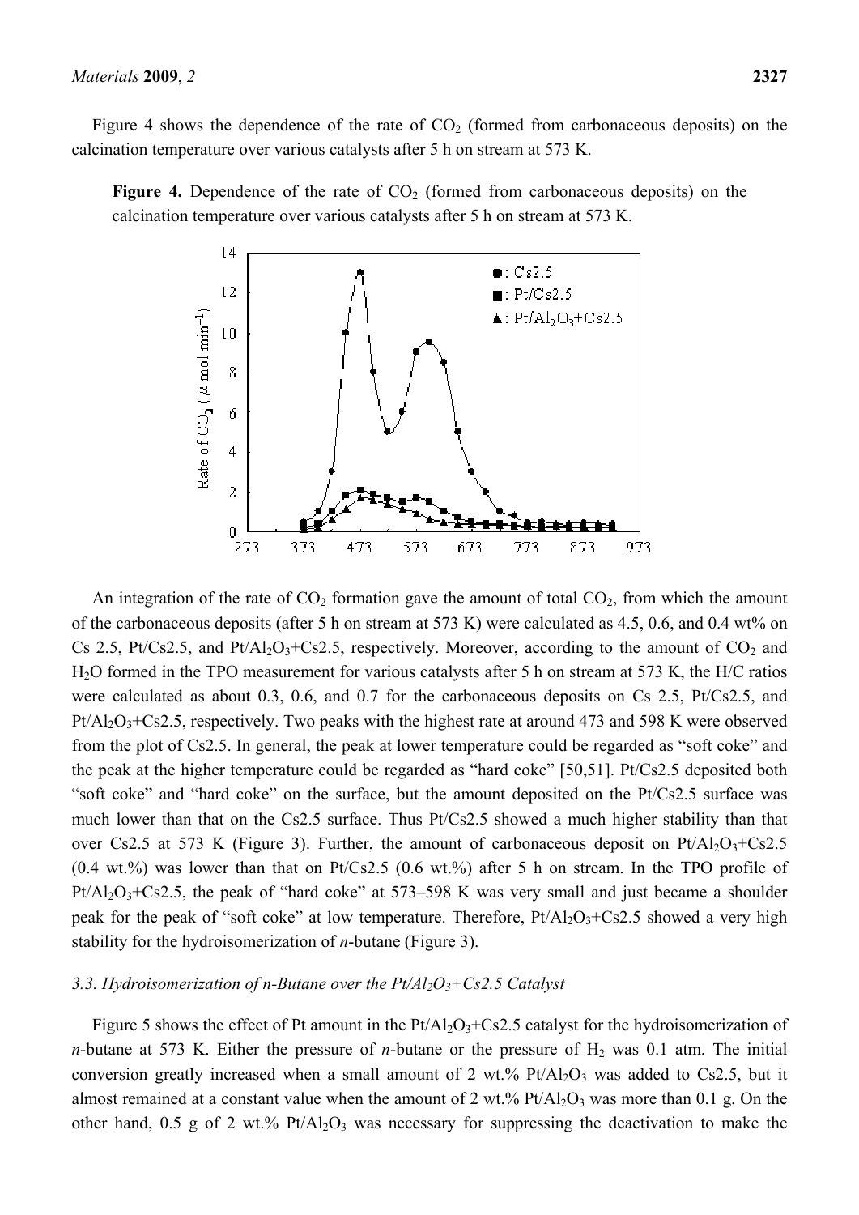Figure 4 shows the dependence of the rate of $CO_2$ (formed from carbonaceous deposits) on the calcination temperature over various catalysts after 5 h on stream at 573 K.

**Figure 4.** Dependence of the rate of $CO_2$ (formed from carbonaceous deposits) on the calcination temperature over various catalysts after 5 h on stream at 573 K.

An integration of the rate of $CO_2$ formation gave the amount of total $CO_2$, from which the amount of the carbonaceous deposits (after 5 h on stream at 573 K) were calculated as 4.5, 0.6, and 0.4 wt% on Cs 2.5, Pt/Cs2.5, and $Pt/Al_2O_3$+Cs2.5, respectively. Moreover, according to the amount of $CO_2$ and $H_2O$ formed in the TPO measurement for various catalysts after 5 h on stream at 573 K, the H/C ratios were calculated as about 0.3, 0.6, and 0.7 for the carbonaceous deposits on Cs 2.5, Pt/Cs2.5, and $Pt/Al_2O_3$+Cs2.5, respectively. Two peaks with the highest rate at around 473 and 598 K were observed from the plot of Cs2.5. In general, the peak at lower temperature could be regarded as "soft coke" and the peak at the higher temperature could be regarded as "hard coke" [50,51]. Pt/Cs2.5 deposited both "soft coke" and "hard coke" on the surface, but the amount deposited on the Pt/Cs2.5 surface was much lower than that on the Cs2.5 surface. Thus Pt/Cs2.5 showed a much higher stability than that over Cs2.5 at 573 K (Figure 3). Further, the amount of carbonaceous deposit on $Pt/Al_2O_3$+Cs2.5 (0.4 wt.%) was lower than that on Pt/Cs2.5 (0.6 wt.%) after 5 h on stream. In the TPO profile of $Pt/Al_2O_3$+Cs2.5, the peak of "hard coke" at 573–598 K was very small and just became a shoulder peak for the peak of "soft coke" at low temperature. Therefore, $Pt/Al_2O_3$+Cs2.5 showed a very high stability for the hydroisomerization of *n*-butane (Figure 3).

### 3.3. Hydroisomerization of n-Butane over the $Pt/Al_2O_3$+Cs2.5 Catalyst

Figure 5 shows the effect of Pt amount in the $Pt/Al_2O_3$+Cs2.5 catalyst for the hydroisomerization of *n*-butane at 573 K. Either the pressure of *n*-butane or the pressure of $H_2$ was 0.1 atm. The initial conversion greatly increased when a small amount of 2 wt.% $Pt/Al_2O_3$ was added to Cs2.5, but it almost remained at a constant value when the amount of 2 wt.% $Pt/Al_2O_3$ was more than 0.1 g. On the other hand, 0.5 g of 2 wt.% $Pt/Al_2O_3$ was necessary for suppressing the deactivation to make the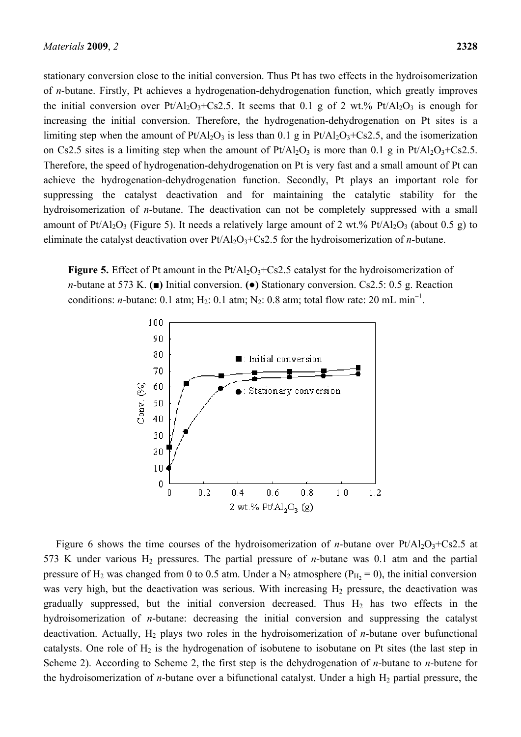stationary conversion close to the initial conversion. Thus Pt has two effects in the hydroisomerization of *n*-butane. Firstly, Pt achieves a hydrogenation-dehydrogenation function, which greatly improves the initial conversion over $Pt/Al_2O_3$+Cs2.5. It seems that 0.1 g of 2 wt.% $Pt/Al_2O_3$ is enough for increasing the initial conversion. Therefore, the hydrogenation-dehydrogenation on Pt sites is a limiting step when the amount of $Pt/Al_2O_3$ is less than 0.1 g in $Pt/Al_2O_3$+Cs2.5, and the isomerization on Cs2.5 sites is a limiting step when the amount of $Pt/Al_2O_3$ is more than 0.1 g in $Pt/Al_2O_3$+Cs2.5. Therefore, the speed of hydrogenation-dehydrogenation on Pt is very fast and a small amount of Pt can achieve the hydrogenation-dehydrogenation function. Secondly, Pt plays an important role for suppressing the catalyst deactivation and for maintaining the catalytic stability for the hydroisomerization of *n*-butane. The deactivation can not be completely suppressed with a small amount of $Pt/Al_2O_3$ (Figure 5). It needs a relatively large amount of 2 wt.% $Pt/Al_2O_3$ (about 0.5 g) to eliminate the catalyst deactivation over $Pt/Al_2O_3$+Cs2.5 for the hydroisomerization of *n*-butane.

**Figure 5.** Effect of Pt amount in the $Pt/Al_2O_3$+Cs2.5 catalyst for the hydroisomerization of *n*-butane at 573 K. **(■)** Initial conversion. **(●)** Stationary conversion. Cs2.5: 0.5 g. Reaction conditions: *n*-butane: 0.1 atm; $H_2$: 0.1 atm; $N_2$: 0.8 atm; total flow rate: 20 mL $min^{-1}$.

Figure 6 shows the time courses of the hydroisomerization of *n*-butane over $Pt/Al_2O_3$+Cs2.5 at 573 K under various $H_2$ pressures. The partial pressure of *n*-butane was 0.1 atm and the partial pressure of $H_2$ was changed from 0 to 0.5 atm. Under a $N_2$ atmosphere ($P_{H_2} = 0$), the initial conversion was very high, but the deactivation was serious. With increasing $H_2$ pressure, the deactivation was gradually suppressed, but the initial conversion decreased. Thus $H_2$ has two effects in the hydroisomerization of *n*-butane: decreasing the initial conversion and suppressing the catalyst deactivation. Actually, $H_2$ plays two roles in the hydroisomerization of *n*-butane over bufunctional catalysts. One role of $H_2$ is the hydrogenation of isobutene to isobutane on Pt sites (the last step in Scheme 2). According to Scheme 2, the first step is the dehydrogenation of *n*-butane to *n*-butene for the hydroisomerization of *n*-butane over a bifunctional catalyst. Under a high $H_2$ partial pressure, the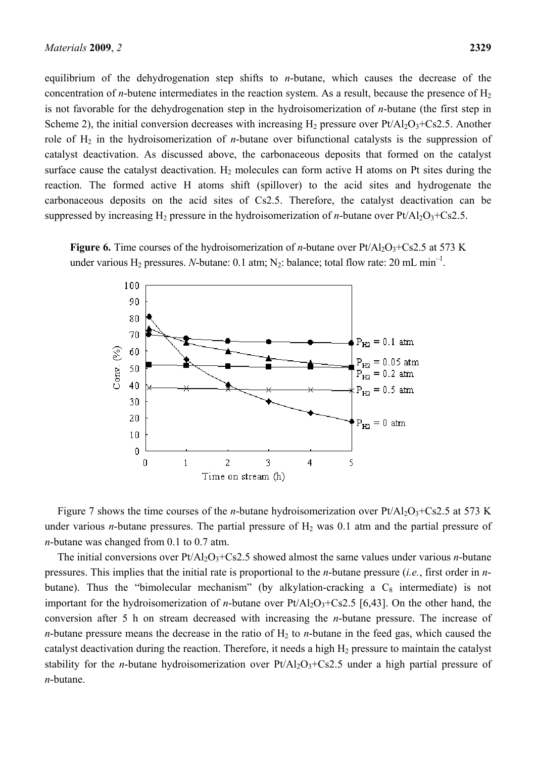equilibrium of the dehydrogenation step shifts to *n*-butane, which causes the decrease of the concentration of *n*-butene intermediates in the reaction system. As a result, because the presence of $H_2$ is not favorable for the dehydrogenation step in the hydroisomerization of *n*-butane (the first step in Scheme 2), the initial conversion decreases with increasing $H_2$ pressure over $Pt/Al_2O_3$+Cs2.5. Another role of $H_2$ in the hydroisomerization of *n*-butane over bifunctional catalysts is the suppression of catalyst deactivation. As discussed above, the carbonaceous deposits that formed on the catalyst surface cause the catalyst deactivation. $H_2$ molecules can form active H atoms on Pt sites during the reaction. The formed active H atoms shift (spillover) to the acid sites and hydrogenate the carbonaceous deposits on the acid sites of Cs2.5. Therefore, the catalyst deactivation can be suppressed by increasing $H_2$ pressure in the hydroisomerization of *n*-butane over $Pt/Al_2O_3$+Cs2.5.

**Figure 6.** Time courses of the hydroisomerization of *n*-butane over $Pt/Al_2O_3$+Cs2.5 at 573 K under various $H_2$ pressures. *N*-butane: 0.1 atm; $N_2$: balance; total flow rate: 20 mL $min^{-1}$.

Figure 7 shows the time courses of the *n*-butane hydroisomerization over $Pt/Al_2O_3$+Cs2.5 at 573 K under various *n*-butane pressures. The partial pressure of $H_2$ was 0.1 atm and the partial pressure of *n*-butane was changed from 0.1 to 0.7 atm.

The initial conversions over $Pt/Al_2O_3$+Cs2.5 showed almost the same values under various *n*-butane pressures. This implies that the initial rate is proportional to the *n*-butane pressure (*i.e.*, first order in *n*-butane). Thus the "bimolecular mechanism" (by alkylation-cracking a $C_8$ intermediate) is not important for the hydroisomerization of *n*-butane over $Pt/Al_2O_3$+Cs2.5 [6,43]. On the other hand, the conversion after 5 h on stream decreased with increasing the *n*-butane pressure. The increase of *n*-butane pressure means the decrease in the ratio of $H_2$ to *n*-butane in the feed gas, which caused the catalyst deactivation during the reaction. Therefore, it needs a high $H_2$ pressure to maintain the catalyst stability for the *n*-butane hydroisomerization over $Pt/Al_2O_3$+Cs2.5 under a high partial pressure of *n*-butane.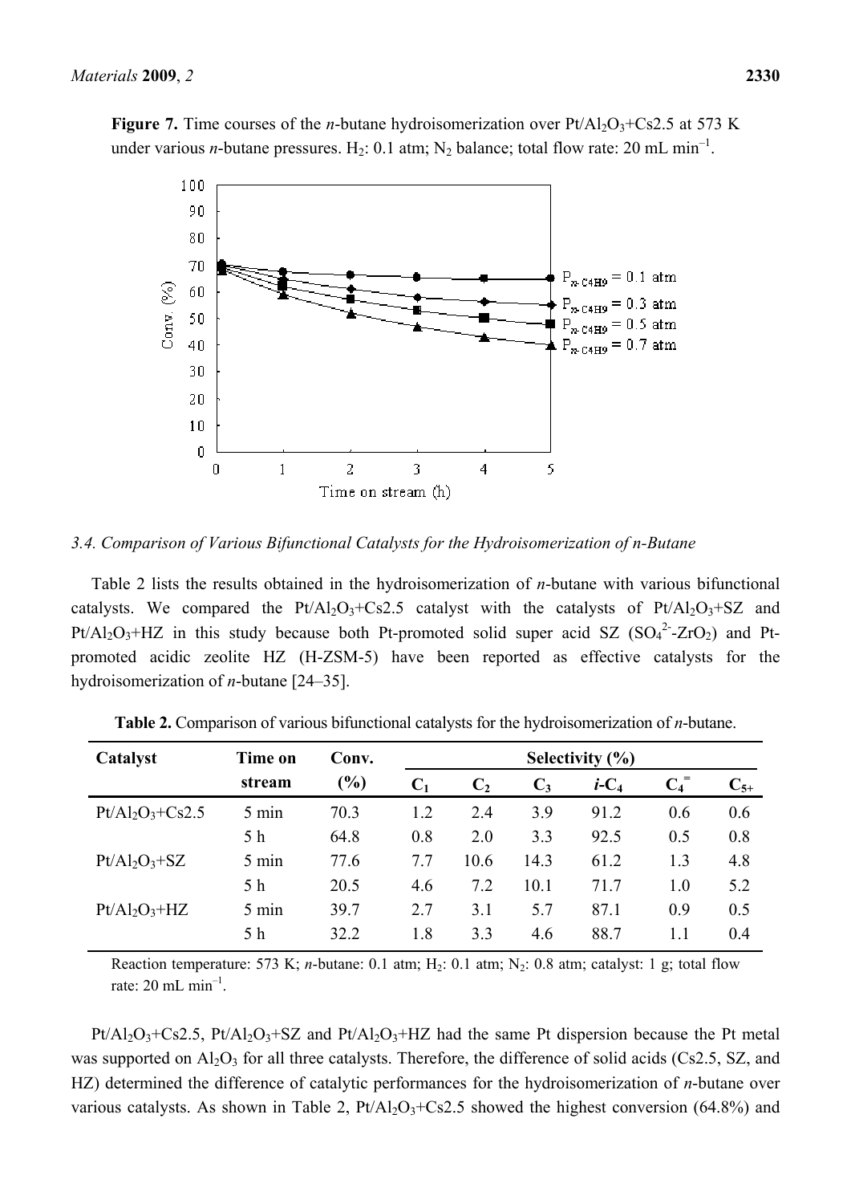**Figure 7.** Time courses of the *n*-butane hydroisomerization over $Pt/Al_2O_3$+Cs2.5 at 573 K under various *n*-butane pressures. $H_2$: 0.1 atm; $N_2$ balance; total flow rate: 20 mL $min^{-1}$.

### 3.4. Comparison of Various Bifunctional Catalysts for the Hydroisomerization of n-Butane

Table 2 lists the results obtained in the hydroisomerization of *n*-butane with various bifunctional catalysts. We compared the $Pt/Al_2O_3$+Cs2.5 catalyst with the catalysts of $Pt/Al_2O_3$+SZ and $Pt/Al_2O_3$+HZ in this study because both Pt-promoted solid super acid SZ ($SO_4^{2-}$-$ZrO_2$) and Pt-promoted acidic zeolite HZ (H-ZSM-5) have been reported as effective catalysts for the hydroisomerization of *n*-butane [24–35].

**Table 2.** Comparison of various bifunctional catalysts for the hydroisomerization of *n*-butane.

| Catalyst | Time on stream | Conv. (%) | Selectivity (%) | | | | | |
|---|---|---|---|---|---|---|---|---|
| | | | $C_1$ | $C_2$ | $C_3$ | $i$-$C_4$ | $C_4^{=}$ | $C_{5+}$ |
| $Pt/Al_2O_3$+Cs2.5 | 5 min | 70.3 | 1.2 | 2.4 | 3.9 | 91.2 | 0.6 | 0.6 |
| | 5 h | 64.8 | 0.8 | 2.0 | 3.3 | 92.5 | 0.5 | 0.8 |
| $Pt/Al_2O_3$+SZ | 5 min | 77.6 | 7.7 | 10.6 | 14.3 | 61.2 | 1.3 | 4.8 |
| | 5 h | 20.5 | 4.6 | 7.2 | 10.1 | 71.7 | 1.0 | 5.2 |
| $Pt/Al_2O_3$+HZ | 5 min | 39.7 | 2.7 | 3.1 | 5.7 | 87.1 | 0.9 | 0.5 |
| | 5 h | 32.2 | 1.8 | 3.3 | 4.6 | 88.7 | 1.1 | 0.4 |

Reaction temperature: 573 K; *n*-butane: 0.1 atm; $H_2$: 0.1 atm; $N_2$: 0.8 atm; catalyst: 1 g; total flow rate: 20 mL $min^{-1}$.

$Pt/Al_2O_3$+Cs2.5, $Pt/Al_2O_3$+SZ and $Pt/Al_2O_3$+HZ had the same Pt dispersion because the Pt metal was supported on $Al_2O_3$ for all three catalysts. Therefore, the difference of solid acids (Cs2.5, SZ, and HZ) determined the difference of catalytic performances for the hydroisomerization of *n*-butane over various catalysts. As shown in Table 2, $Pt/Al_2O_3$+Cs2.5 showed the highest conversion (64.8%) and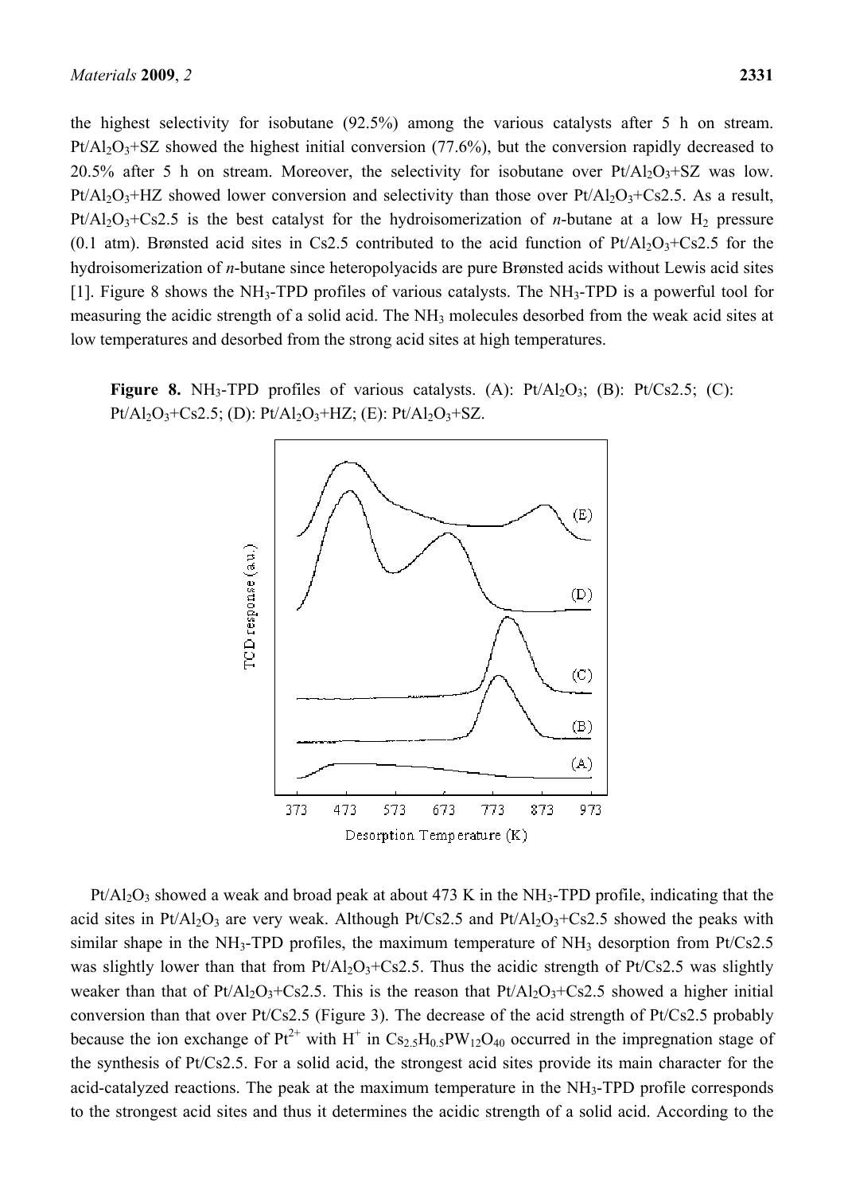the highest selectivity for isobutane (92.5%) among the various catalysts after 5 h on stream. $Pt/Al_2O_3$+SZ showed the highest initial conversion (77.6%), but the conversion rapidly decreased to 20.5% after 5 h on stream. Moreover, the selectivity for isobutane over $Pt/Al_2O_3$+SZ was low. $Pt/Al_2O_3$+HZ showed lower conversion and selectivity than those over $Pt/Al_2O_3$+Cs2.5. As a result, $Pt/Al_2O_3$+Cs2.5 is the best catalyst for the hydroisomerization of *n*-butane at a low $H_2$ pressure (0.1 atm). Brønsted acid sites in Cs2.5 contributed to the acid function of $Pt/Al_2O_3$+Cs2.5 for the hydroisomerization of *n*-butane since heteropolyacids are pure Brønsted acids without Lewis acid sites [1]. Figure 8 shows the $NH_3$-TPD profiles of various catalysts. The $NH_3$-TPD is a powerful tool for measuring the acidic strength of a solid acid. The $NH_3$ molecules desorbed from the weak acid sites at low temperatures and desorbed from the strong acid sites at high temperatures.

**Figure 8.** $NH_3$-TPD profiles of various catalysts. (A): $Pt/Al_2O_3$; (B): Pt/Cs2.5; (C): $Pt/Al_2O_3$+Cs2.5; (D): $Pt/Al_2O_3$+HZ; (E): $Pt/Al_2O_3$+SZ.

$Pt/Al_2O_3$ showed a weak and broad peak at about 473 K in the $NH_3$-TPD profile, indicating that the acid sites in $Pt/Al_2O_3$ are very weak. Although Pt/Cs2.5 and $Pt/Al_2O_3$+Cs2.5 showed the peaks with similar shape in the $NH_3$-TPD profiles, the maximum temperature of $NH_3$ desorption from Pt/Cs2.5 was slightly lower than that from $Pt/Al_2O_3$+Cs2.5. Thus the acidic strength of Pt/Cs2.5 was slightly weaker than that of $Pt/Al_2O_3$+Cs2.5. This is the reason that $Pt/Al_2O_3$+Cs2.5 showed a higher initial conversion than that over Pt/Cs2.5 (Figure 3). The decrease of the acid strength of Pt/Cs2.5 probably because the ion exchange of $Pt^{2+}$ with $H^+$ in $Cs_{2.5}H_{0.5}PW_{12}O_{40}$ occurred in the impregnation stage of the synthesis of Pt/Cs2.5. For a solid acid, the strongest acid sites provide its main character for the acid-catalyzed reactions. The peak at the maximum temperature in the $NH_3$-TPD profile corresponds to the strongest acid sites and thus it determines the acidic strength of a solid acid. According to the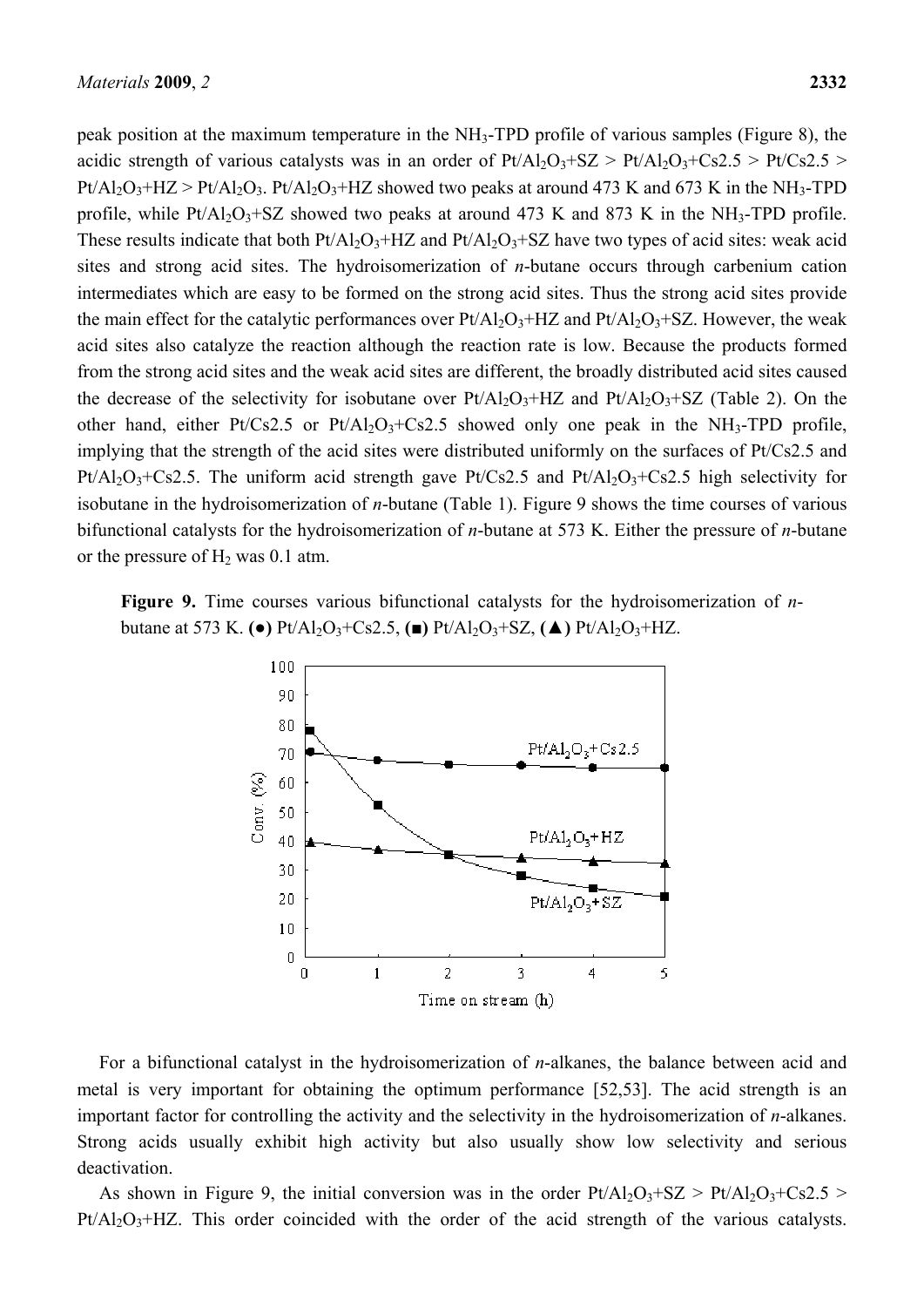peak position at the maximum temperature in the $NH_3$-TPD profile of various samples (Figure 8), the acidic strength of various catalysts was in an order of $Pt/Al_2O_3$+SZ > $Pt/Al_2O_3$+Cs2.5 > Pt/Cs2.5 > $Pt/Al_2O_3$+HZ > $Pt/Al_2O_3$. $Pt/Al_2O_3$+HZ showed two peaks at around 473 K and 673 K in the $NH_3$-TPD profile, while $Pt/Al_2O_3$+SZ showed two peaks at around 473 K and 873 K in the $NH_3$-TPD profile. These results indicate that both $Pt/Al_2O_3$+HZ and $Pt/Al_2O_3$+SZ have two types of acid sites: weak acid sites and strong acid sites. The hydroisomerization of *n*-butane occurs through carbenium cation intermediates which are easy to be formed on the strong acid sites. Thus the strong acid sites provide the main effect for the catalytic performances over $Pt/Al_2O_3$+HZ and $Pt/Al_2O_3$+SZ. However, the weak acid sites also catalyze the reaction although the reaction rate is low. Because the products formed from the strong acid sites and the weak acid sites are different, the broadly distributed acid sites caused the decrease of the selectivity for isobutane over $Pt/Al_2O_3$+HZ and $Pt/Al_2O_3$+SZ (Table 2). On the other hand, either Pt/Cs2.5 or $Pt/Al_2O_3$+Cs2.5 showed only one peak in the $NH_3$-TPD profile, implying that the strength of the acid sites were distributed uniformly on the surfaces of Pt/Cs2.5 and $Pt/Al_2O_3$+Cs2.5. The uniform acid strength gave Pt/Cs2.5 and $Pt/Al_2O_3$+Cs2.5 high selectivity for isobutane in the hydroisomerization of *n*-butane (Table 1). Figure 9 shows the time courses of various bifunctional catalysts for the hydroisomerization of *n*-butane at 573 K. Either the pressure of *n*-butane or the pressure of $H_2$ was 0.1 atm.

**Figure 9.** Time courses various bifunctional catalysts for the hydroisomerization of *n*-butane at 573 K. **(●)** $Pt/Al_2O_3$+Cs2.5, **(■)** $Pt/Al_2O_3$+SZ, **(▲)** $Pt/Al_2O_3$+HZ.

For a bifunctional catalyst in the hydroisomerization of *n*-alkanes, the balance between acid and metal is very important for obtaining the optimum performance [52,53]. The acid strength is an important factor for controlling the activity and the selectivity in the hydroisomerization of *n*-alkanes. Strong acids usually exhibit high activity but also usually show low selectivity and serious deactivation.

As shown in Figure 9, the initial conversion was in the order $Pt/Al_2O_3$+SZ > $Pt/Al_2O_3$+Cs2.5 > $Pt/Al_2O_3$+HZ. This order coincided with the order of the acid strength of the various catalysts.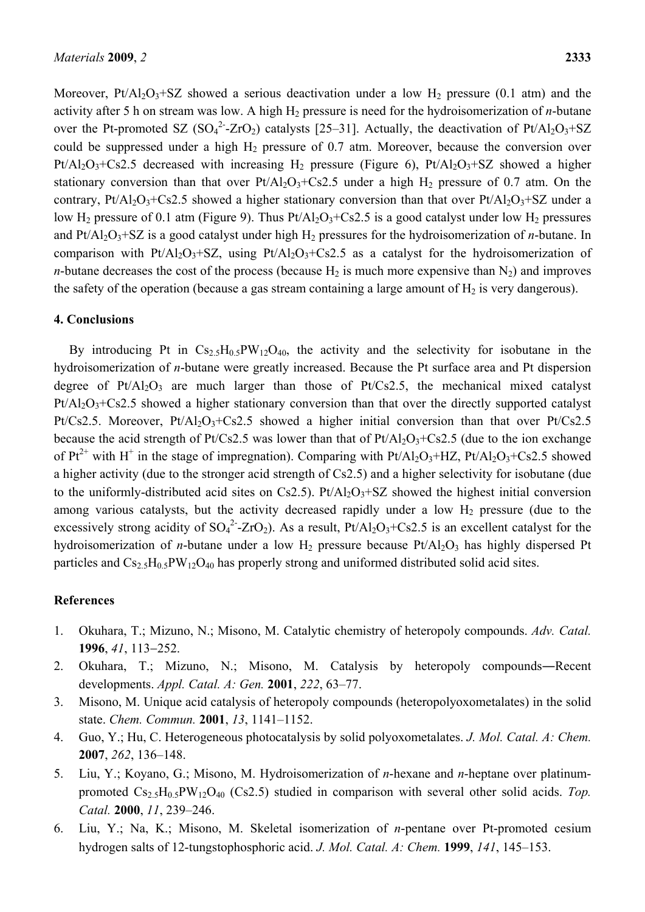Moreover, $Pt/Al_2O_3$+SZ showed a serious deactivation under a low $H_2$ pressure (0.1 atm) and the activity after 5 h on stream was low. A high $H_2$ pressure is need for the hydroisomerization of *n*-butane over the Pt-promoted SZ ($SO_4^{2-}$-$ZrO_2$) catalysts [25–31]. Actually, the deactivation of $Pt/Al_2O_3$+SZ could be suppressed under a high $H_2$ pressure of 0.7 atm. Moreover, because the conversion over $Pt/Al_2O_3$+Cs2.5 decreased with increasing $H_2$ pressure (Figure 6), $Pt/Al_2O_3$+SZ showed a higher stationary conversion than that over $Pt/Al_2O_3$+Cs2.5 under a high $H_2$ pressure of 0.7 atm. On the contrary, $Pt/Al_2O_3$+Cs2.5 showed a higher stationary conversion than that over $Pt/Al_2O_3$+SZ under a low $H_2$ pressure of 0.1 atm (Figure 9). Thus $Pt/Al_2O_3$+Cs2.5 is a good catalyst under low $H_2$ pressures and $Pt/Al_2O_3$+SZ is a good catalyst under high $H_2$ pressures for the hydroisomerization of *n*-butane. In comparison with $Pt/Al_2O_3$+SZ, using $Pt/Al_2O_3$+Cs2.5 as a catalyst for the hydroisomerization of *n*-butane decreases the cost of the process (because $H_2$ is much more expensive than $N_2$) and improves the safety of the operation (because a gas stream containing a large amount of $H_2$ is very dangerous).

## 4. Conclusions

By introducing Pt in $Cs_{2.5}H_{0.5}PW_{12}O_{40}$, the activity and the selectivity for isobutane in the hydroisomerization of *n*-butane were greatly increased. Because the Pt surface area and Pt dispersion degree of $Pt/Al_2O_3$ are much larger than those of Pt/Cs2.5, the mechanical mixed catalyst $Pt/Al_2O_3$+Cs2.5 showed a higher stationary conversion than that over the directly supported catalyst Pt/Cs2.5. Moreover, $Pt/Al_2O_3$+Cs2.5 showed a higher initial conversion than that over Pt/Cs2.5 because the acid strength of Pt/Cs2.5 was lower than that of $Pt/Al_2O_3$+Cs2.5 (due to the ion exchange of $Pt^{2+}$ with $H^+$ in the stage of impregnation). Comparing with $Pt/Al_2O_3$+HZ, $Pt/Al_2O_3$+Cs2.5 showed a higher activity (due to the stronger acid strength of Cs2.5) and a higher selectivity for isobutane (due to the uniformly-distributed acid sites on Cs2.5). $Pt/Al_2O_3$+SZ showed the highest initial conversion among various catalysts, but the activity decreased rapidly under a low $H_2$ pressure (due to the excessively strong acidity of $SO_4^{2-}$-$ZrO_2$). As a result, $Pt/Al_2O_3$+Cs2.5 is an excellent catalyst for the hydroisomerization of *n*-butane under a low $H_2$ pressure because $Pt/Al_2O_3$ has highly dispersed Pt particles and $Cs_{2.5}H_{0.5}PW_{12}O_{40}$ has properly strong and uniformed distributed solid acid sites.

## References

1. Okuhara, T.; Mizuno, N.; Misono, M. Catalytic chemistry of heteropoly compounds. *Adv. Catal.* **1996**, *41*, 113−252.
2. Okuhara, T.; Mizuno, N.; Misono, M. Catalysis by heteropoly compounds―Recent developments. *Appl. Catal. A: Gen.* **2001**, *222*, 63–77.
3. Misono, M. Unique acid catalysis of heteropoly compounds (heteropolyoxometalates) in the solid state. *Chem. Commun.* **2001**, *13*, 1141–1152.
4. Guo, Y.; Hu, C. Heterogeneous photocatalysis by solid polyoxometalates. *J. Mol. Catal. A: Chem.* **2007**, *262*, 136–148.
5. Liu, Y.; Koyano, G.; Misono, M. Hydroisomerization of *n*-hexane and *n*-heptane over platinum-promoted $Cs_{2.5}H_{0.5}PW_{12}O_{40}$ (Cs2.5) studied in comparison with several other solid acids. *Top. Catal.* **2000**, *11*, 239–246.
6. Liu, Y.; Na, K.; Misono, M. Skeletal isomerization of *n*-pentane over Pt-promoted cesium hydrogen salts of 12-tungstophosphoric acid. *J. Mol. Catal. A: Chem.* **1999**, *141*, 145–153.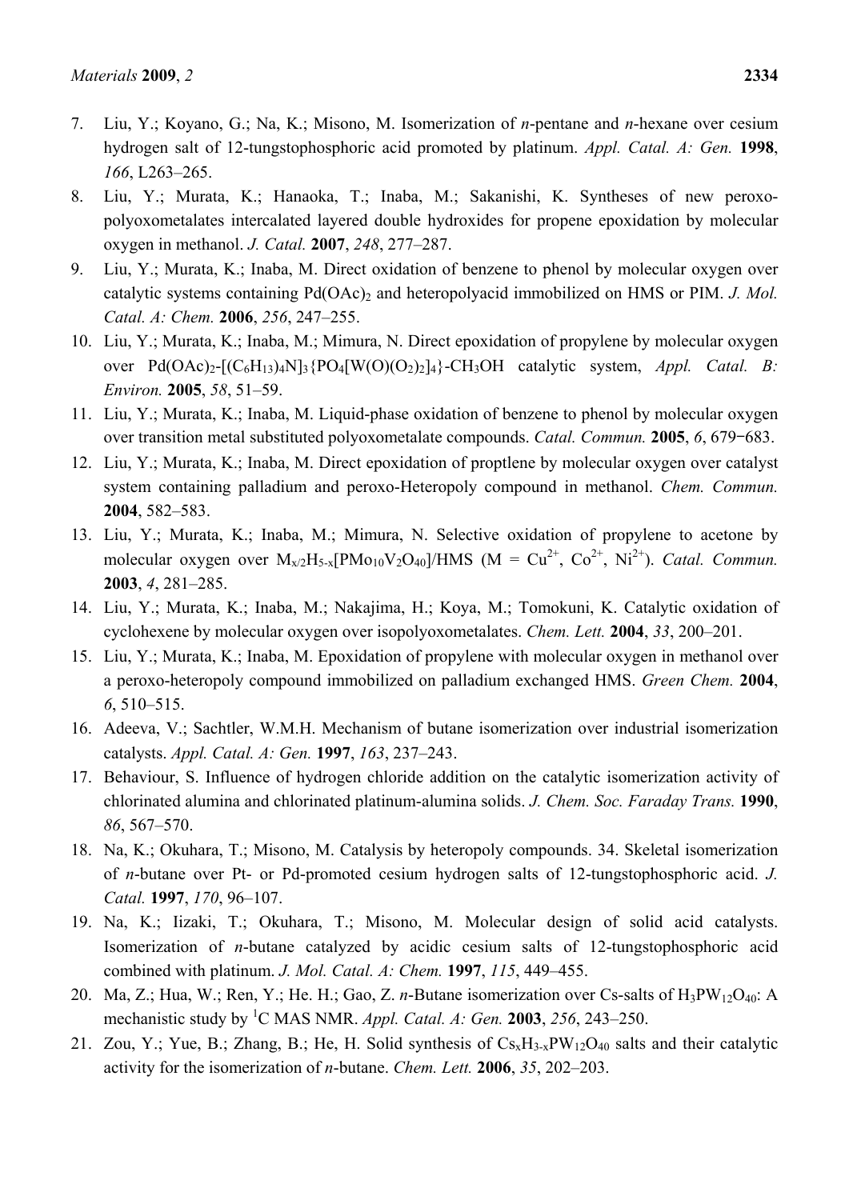7. Liu, Y.; Koyano, G.; Na, K.; Misono, M. Isomerization of *n*-pentane and *n*-hexane over cesium hydrogen salt of 12-tungstophosphoric acid promoted by platinum. *Appl. Catal. A: Gen.* **1998**, *166*, L263–265.
8. Liu, Y.; Murata, K.; Hanaoka, T.; Inaba, M.; Sakanishi, K. Syntheses of new peroxo-polyoxometalates intercalated layered double hydroxides for propene epoxidation by molecular oxygen in methanol. *J. Catal.* **2007**, *248*, 277–287.
9. Liu, Y.; Murata, K.; Inaba, M. Direct oxidation of benzene to phenol by molecular oxygen over catalytic systems containing $Pd(OAc)_2$ and heteropolyacid immobilized on HMS or PIM. *J. Mol. Catal. A: Chem.* **2006**, *256*, 247–255.
10. Liu, Y.; Murata, K.; Inaba, M.; Mimura, N. Direct epoxidation of propylene by molecular oxygen over $Pd(OAc)_2$-$[(C_6H_{13})_4N]_3\{PO_4[W(O)(O_2)_2]_4\}$-$CH_3OH$ catalytic system, *Appl. Catal. B: Environ.* **2005**, *58*, 51–59.
11. Liu, Y.; Murata, K.; Inaba, M. Liquid-phase oxidation of benzene to phenol by molecular oxygen over transition metal substituted polyoxometalate compounds. *Catal. Commun.* **2005**, *6*, 679−683.
12. Liu, Y.; Murata, K.; Inaba, M. Direct epoxidation of proptlene by molecular oxygen over catalyst system containing palladium and peroxo-Heteropoly compound in methanol. *Chem. Commun.* **2004**, 582–583.
13. Liu, Y.; Murata, K.; Inaba, M.; Mimura, N. Selective oxidation of propylene to acetone by molecular oxygen over $M_{x/2}H_{5-x}[PMo_{10}V_2O_{40}]$/HMS (M = $Cu^{2+}$, $Co^{2+}$, $Ni^{2+}$). *Catal. Commun.* **2003**, *4*, 281–285.
14. Liu, Y.; Murata, K.; Inaba, M.; Nakajima, H.; Koya, M.; Tomokuni, K. Catalytic oxidation of cyclohexene by molecular oxygen over isopolyoxometalates. *Chem. Lett.* **2004**, *33*, 200–201.
15. Liu, Y.; Murata, K.; Inaba, M. Epoxidation of propylene with molecular oxygen in methanol over a peroxo-heteropoly compound immobilized on palladium exchanged HMS. *Green Chem.* **2004**, *6*, 510–515.
16. Adeeva, V.; Sachtler, W.M.H. Mechanism of butane isomerization over industrial isomerization catalysts. *Appl. Catal. A: Gen.* **1997**, *163*, 237–243.
17. Behaviour, S. Influence of hydrogen chloride addition on the catalytic isomerization activity of chlorinated alumina and chlorinated platinum-alumina solids. *J. Chem. Soc. Faraday Trans.* **1990**, *86*, 567–570.
18. Na, K.; Okuhara, T.; Misono, M. Catalysis by heteropoly compounds. 34. Skeletal isomerization of *n*-butane over Pt- or Pd-promoted cesium hydrogen salts of 12-tungstophosphoric acid. *J. Catal.* **1997**, *170*, 96–107.
19. Na, K.; Iizaki, T.; Okuhara, T.; Misono, M. Molecular design of solid acid catalysts. Isomerization of *n*-butane catalyzed by acidic cesium salts of 12-tungstophosphoric acid combined with platinum. *J. Mol. Catal. A: Chem.* **1997**, *115*, 449–455.
20. Ma, Z.; Hua, W.; Ren, Y.; He. H.; Gao, Z. *n*-Butane isomerization over Cs-salts of $H_3PW_{12}O_{40}$: A mechanistic study by $^{1}C$ MAS NMR. *Appl. Catal. A: Gen.* **2003**, *256*, 243–250.
21. Zou, Y.; Yue, B.; Zhang, B.; He, H. Solid synthesis of $Cs_xH_{3-x}PW_{12}O_{40}$ salts and their catalytic activity for the isomerization of *n*-butane. *Chem. Lett.* **2006**, *35*, 202–203.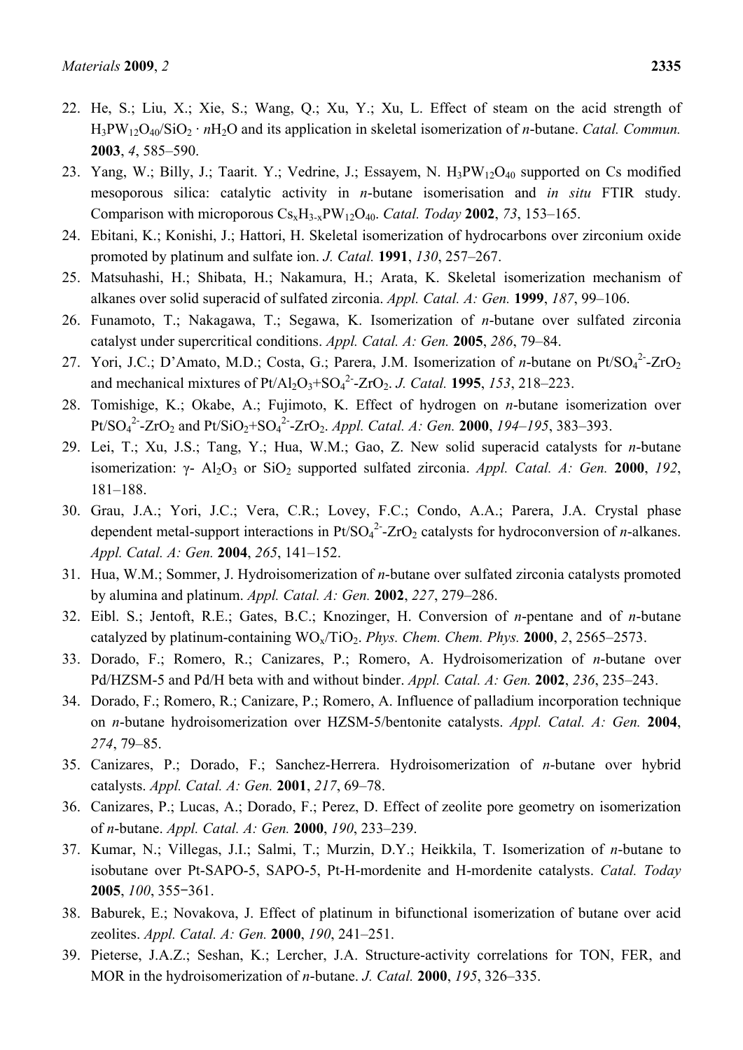22. He, S.; Liu, X.; Xie, S.; Wang, Q.; Xu, Y.; Xu, L. Effect of steam on the acid strength of $H_3PW_{12}O_{40}/SiO_2 \cdot nH_2O$ and its application in skeletal isomerization of *n*-butane. *Catal. Commun.* **2003**, *4*, 585–590.
23. Yang, W.; Billy, J.; Taarit. Y.; Vedrine, J.; Essayem, N. $H_3PW_{12}O_{40}$ supported on Cs modified mesoporous silica: catalytic activity in *n*-butane isomerisation and *in situ* FTIR study. Comparison with microporous $Cs_xH_{3-x}PW_{12}O_{40}$. *Catal. Today* **2002**, *73*, 153–165.
24. Ebitani, K.; Konishi, J.; Hattori, H. Skeletal isomerization of hydrocarbons over zirconium oxide promoted by platinum and sulfate ion. *J. Catal.* **1991**, *130*, 257–267.
25. Matsuhashi, H.; Shibata, H.; Nakamura, H.; Arata, K. Skeletal isomerization mechanism of alkanes over solid superacid of sulfated zirconia. *Appl. Catal. A: Gen.* **1999**, *187*, 99–106.
26. Funamoto, T.; Nakagawa, T.; Segawa, K. Isomerization of *n*-butane over sulfated zirconia catalyst under supercritical conditions. *Appl. Catal. A: Gen.* **2005**, *286*, 79–84.
27. Yori, J.C.; D'Amato, M.D.; Costa, G.; Parera, J.M. Isomerization of *n*-butane on $Pt/SO_4^{2-}$-$ZrO_2$ and mechanical mixtures of $Pt/Al_2O_3$+$SO_4^{2-}$-$ZrO_2$. *J. Catal.* **1995**, *153*, 218–223.
28. Tomishige, K.; Okabe, A.; Fujimoto, K. Effect of hydrogen on *n*-butane isomerization over $Pt/SO_4^{2-}$-$ZrO_2$ and $Pt/SiO_2$+$SO_4^{2-}$-$ZrO_2$. *Appl. Catal. A: Gen.* **2000**, *194–195*, 383–393.
29. Lei, T.; Xu, J.S.; Tang, Y.; Hua, W.M.; Gao, Z. New solid superacid catalysts for *n*-butane isomerization: γ- $Al_2O_3$ or $SiO_2$ supported sulfated zirconia. *Appl. Catal. A: Gen.* **2000**, *192*, 181–188.
30. Grau, J.A.; Yori, J.C.; Vera, C.R.; Lovey, F.C.; Condo, A.A.; Parera, J.A. Crystal phase dependent metal-support interactions in $Pt/SO_4^{2-}$-$ZrO_2$ catalysts for hydroconversion of *n*-alkanes. *Appl. Catal. A: Gen.* **2004**, *265*, 141–152.
31. Hua, W.M.; Sommer, J. Hydroisomerization of *n*-butane over sulfated zirconia catalysts promoted by alumina and platinum. *Appl. Catal. A: Gen.* **2002**, *227*, 279–286.
32. Eibl. S.; Jentoft, R.E.; Gates, B.C.; Knozinger, H. Conversion of *n*-pentane and of *n*-butane catalyzed by platinum-containing $WO_x/TiO_2$. *Phys. Chem. Chem. Phys.* **2000**, *2*, 2565–2573.
33. Dorado, F.; Romero, R.; Canizares, P.; Romero, A. Hydroisomerization of *n*-butane over Pd/HZSM-5 and Pd/H beta with and without binder. *Appl. Catal. A: Gen.* **2002**, *236*, 235–243.
34. Dorado, F.; Romero, R.; Canizare, P.; Romero, A. Influence of palladium incorporation technique on *n*-butane hydroisomerization over HZSM-5/bentonite catalysts. *Appl. Catal. A: Gen.* **2004**, *274*, 79–85.
35. Canizares, P.; Dorado, F.; Sanchez-Herrera. Hydroisomerization of *n*-butane over hybrid catalysts. *Appl. Catal. A: Gen.* **2001**, *217*, 69–78.
36. Canizares, P.; Lucas, A.; Dorado, F.; Perez, D. Effect of zeolite pore geometry on isomerization of *n*-butane. *Appl. Catal. A: Gen.* **2000**, *190*, 233–239.
37. Kumar, N.; Villegas, J.I.; Salmi, T.; Murzin, D.Y.; Heikkila, T. Isomerization of *n*-butane to isobutane over Pt-SAPO-5, SAPO-5, Pt-H-mordenite and H-mordenite catalysts. *Catal. Today* **2005**, *100*, 355−361.
38. Baburek, E.; Novakova, J. Effect of platinum in bifunctional isomerization of butane over acid zeolites. *Appl. Catal. A: Gen.* **2000**, *190*, 241–251.
39. Pieterse, J.A.Z.; Seshan, K.; Lercher, J.A. Structure-activity correlations for TON, FER, and MOR in the hydroisomerization of *n*-butane. *J. Catal.* **2000**, *195*, 326–335.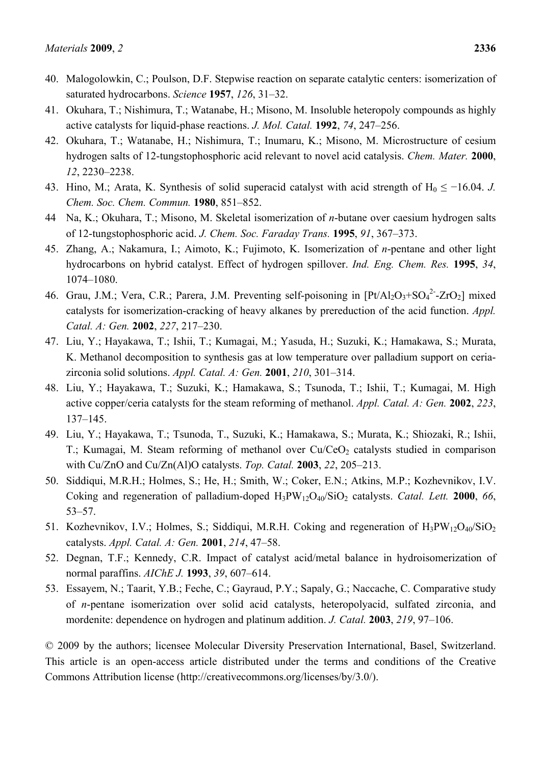40. Malogolowkin, C.; Poulson, D.F. Stepwise reaction on separate catalytic centers: isomerization of saturated hydrocarbons. *Science* **1957**, *126*, 31–32.
41. Okuhara, T.; Nishimura, T.; Watanabe, H.; Misono, M. Insoluble heteropoly compounds as highly active catalysts for liquid-phase reactions. *J. Mol. Catal.* **1992**, *74*, 247–256.
42. Okuhara, T.; Watanabe, H.; Nishimura, T.; Inumaru, K.; Misono, M. Microstructure of cesium hydrogen salts of 12-tungstophosphoric acid relevant to novel acid catalysis. *Chem. Mater.* **2000**, *12*, 2230–2238.
43. Hino, M.; Arata, K. Synthesis of solid superacid catalyst with acid strength of $H_0 \leq -16.04$. *J. Chem. Soc. Chem. Commun.* **1980**, 851–852.
44 Na, K.; Okuhara, T.; Misono, M. Skeletal isomerization of *n*-butane over caesium hydrogen salts of 12-tungstophosphoric acid. *J. Chem. Soc. Faraday Trans.* **1995**, *91*, 367–373.
45. Zhang, A.; Nakamura, I.; Aimoto, K.; Fujimoto, K. Isomerization of *n*-pentane and other light hydrocarbons on hybrid catalyst. Effect of hydrogen spillover. *Ind. Eng. Chem. Res.* **1995**, *34*, 1074–1080.
46. Grau, J.M.; Vera, C.R.; Parera, J.M. Preventing self-poisoning in [$Pt/Al_2O_3$+$SO_4^{2-}$-$ZrO_2$] mixed catalysts for isomerization-cracking of heavy alkanes by prereduction of the acid function. *Appl. Catal. A: Gen.* **2002**, *227*, 217–230.
47. Liu, Y.; Hayakawa, T.; Ishii, T.; Kumagai, M.; Yasuda, H.; Suzuki, K.; Hamakawa, S.; Murata, K. Methanol decomposition to synthesis gas at low temperature over palladium support on ceria-zirconia solid solutions. *Appl. Catal. A: Gen.* **2001**, *210*, 301–314.
48. Liu, Y.; Hayakawa, T.; Suzuki, K.; Hamakawa, S.; Tsunoda, T.; Ishii, T.; Kumagai, M. High active copper/ceria catalysts for the steam reforming of methanol. *Appl. Catal. A: Gen.* **2002**, *223*, 137–145.
49. Liu, Y.; Hayakawa, T.; Tsunoda, T., Suzuki, K.; Hamakawa, S.; Murata, K.; Shiozaki, R.; Ishii, T.; Kumagai, M. Steam reforming of methanol over $Cu/CeO_2$ catalysts studied in comparison with Cu/ZnO and Cu/Zn(Al)O catalysts. *Top. Catal.* **2003**, *22*, 205–213.
50. Siddiqui, M.R.H.; Holmes, S.; He, H.; Smith, W.; Coker, E.N.; Atkins, M.P.; Kozhevnikov, I.V. Coking and regeneration of palladium-doped $H_3PW_{12}O_{40}/SiO_2$ catalysts. *Catal. Lett.* **2000**, *66*, 53–57.
51. Kozhevnikov, I.V.; Holmes, S.; Siddiqui, M.R.H. Coking and regeneration of $H_3PW_{12}O_{40}/SiO_2$ catalysts. *Appl. Catal. A: Gen.* **2001**, *214*, 47–58.
52. Degnan, T.F.; Kennedy, C.R. Impact of catalyst acid/metal balance in hydroisomerization of normal paraffins. *AIChE J.* **1993**, *39*, 607–614.
53. Essayem, N.; Taarit, Y.B.; Feche, C.; Gayraud, P.Y.; Sapaly, G.; Naccache, C. Comparative study of *n*-pentane isomerization over solid acid catalysts, heteropolyacid, sulfated zirconia, and mordenite: dependence on hydrogen and platinum addition. *J. Catal.* **2003**, *219*, 97–106.

© 2009 by the authors; licensee Molecular Diversity Preservation International, Basel, Switzerland. This article is an open-access article distributed under the terms and conditions of the Creative Commons Attribution license (http://creativecommons.org/licenses/by/3.0/).